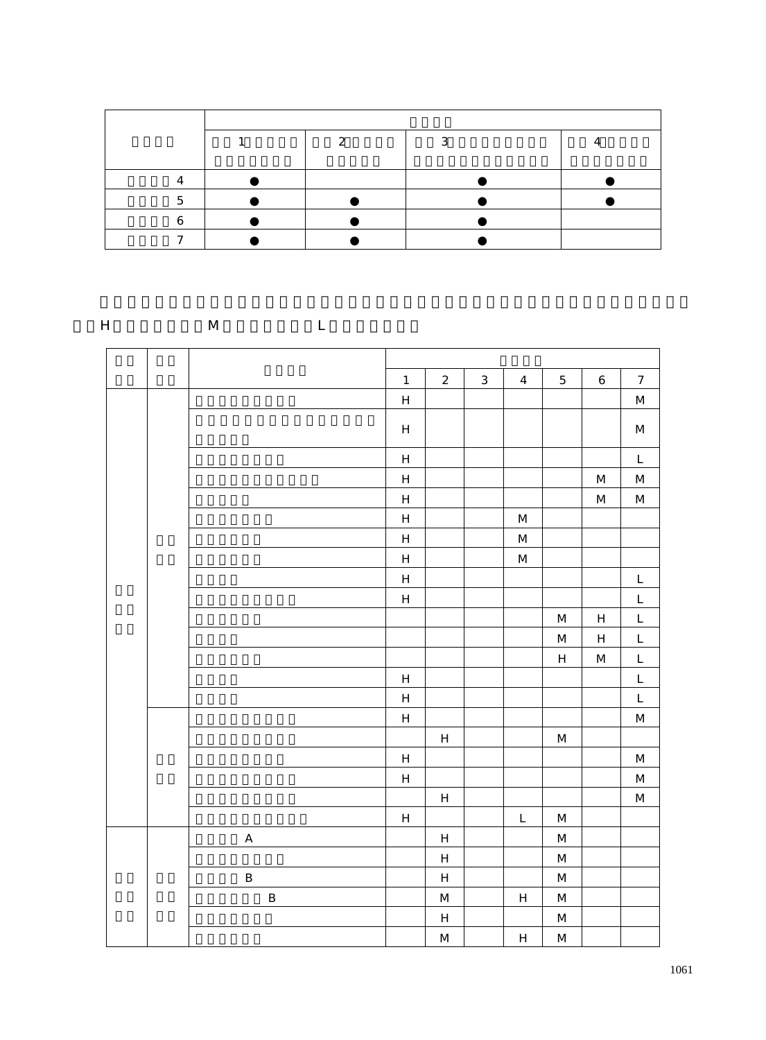| | | | | |
|---|---|---|---|---|
| | | | | |
| | 1 | 2 | 3 | 4 |
| 4 | ● | | ● | ● |
| 5 | ● | ● | ● | ● |
| 6 | ● | ● | ● | |
| 7 | ● | ● | ● | |

H M L

| | | | | | | | | | |
|---|---|---|---|---|---|---|---|---|---|
| | | | 1 | 2 | 3 | 4 | 5 | 6 | 7 |
| | | | H | | | | | | M |
| | | | H | | | | | | M |
| | | | H | | | | | | L |
| | | | H | | | | | M | M |
| | | | H | | | | | M | M |
| | | | H | | | M | | | |
| | | | H | | | M | | | |
| | | | H | | | M | | | |
| | | | H | | | | | | L |
| | | | H | | | | | | L |
| | | | | | | | M | H | L |
| | | | | | | | M | H | L |
| | | | | | | | H | M | L |
| | | | H | | | | | | L |
| | | | H | | | | | | L |
| | | | H | | | | | | M |
| | | | | H | | | M | | |
| | | | H | | | | | | M |
| | | | H | | | | | | M |
| | | | | H | | | | | M |
| | | | H | | | L | M | | |
| | | A | | H | | | M | | |
| | | | | H | | | M | | |
| | | B | | H | | | M | | |
| | | B | | M | | H | M | | |
| | | | | H | | | M | | |
| | | | | M | | H | M | | |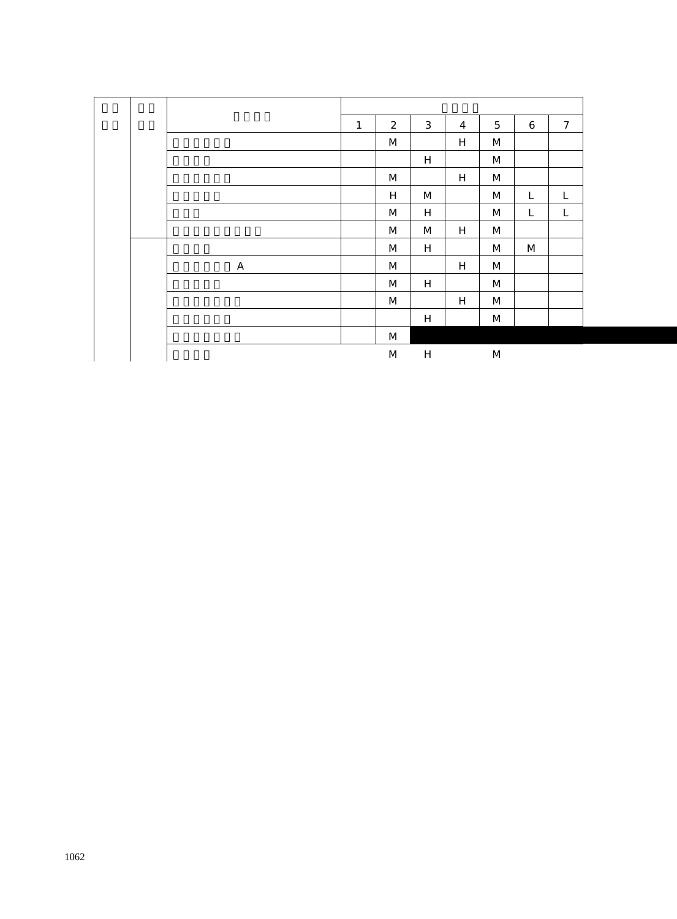| □□□□ | □□□□ | □□□□ | □□□□ | | | | | | |
|---|---|---|---|---|---|---|---|---|---|
| | | | 1 | 2 | 3 | 4 | 5 | 6 | 7 |
| | | □□□□□□ | | M | | H | M | | |
| | | □□□□ | | | H | | M | | |
| | | □□□□□□ | | M | | H | M | | |
| | | □□□□□ | | H | M | | M | L | L |
| | | □□□ | | M | H | | M | L | L |
| | | □□□□□□□□□ | | M | M | H | M | | |
| | | □□□□ | | M | H | | M | M | |
| | | □□□□□□A | | M | | H | M | | |
| | | □□□□□ | | M | H | | M | | |
| | | □□□□□□□ | | M | | H | M | | |
| | | □□□□□□ | | | H | | M | | |
| | | □□□□□□□ | | M | | | | | |
| | | □□□□ | | M | H | | M | | |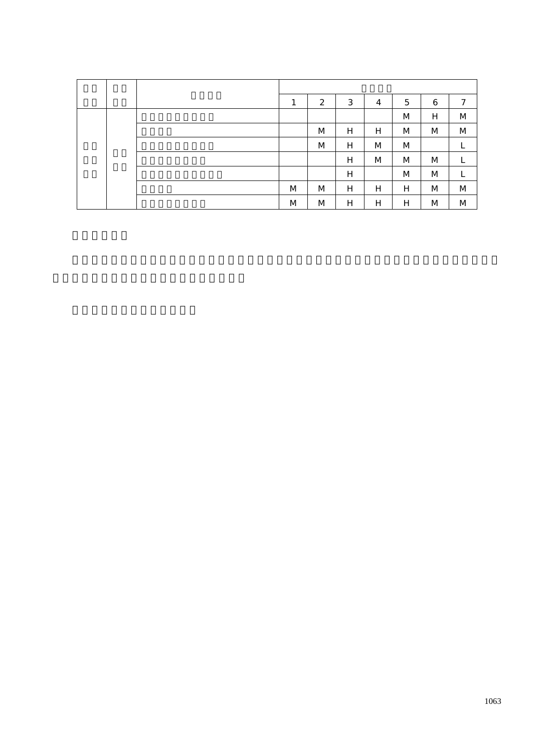| | | | | | | | | | |
|---|---|---|---|---|---|---|---|---|---|
| | | | 1 | 2 | 3 | 4 | 5 | 6 | 7 |
| | | | | | | | M | H | M |
| | | | | M | H | H | M | M | M |
| | | | | M | H | M | M | | L |
| | | | | | H | M | M | M | L |
| | | | | | H | | M | M | L |
| | | | M | M | H | H | H | M | M |
| | | | M | M | H | H | H | M | M |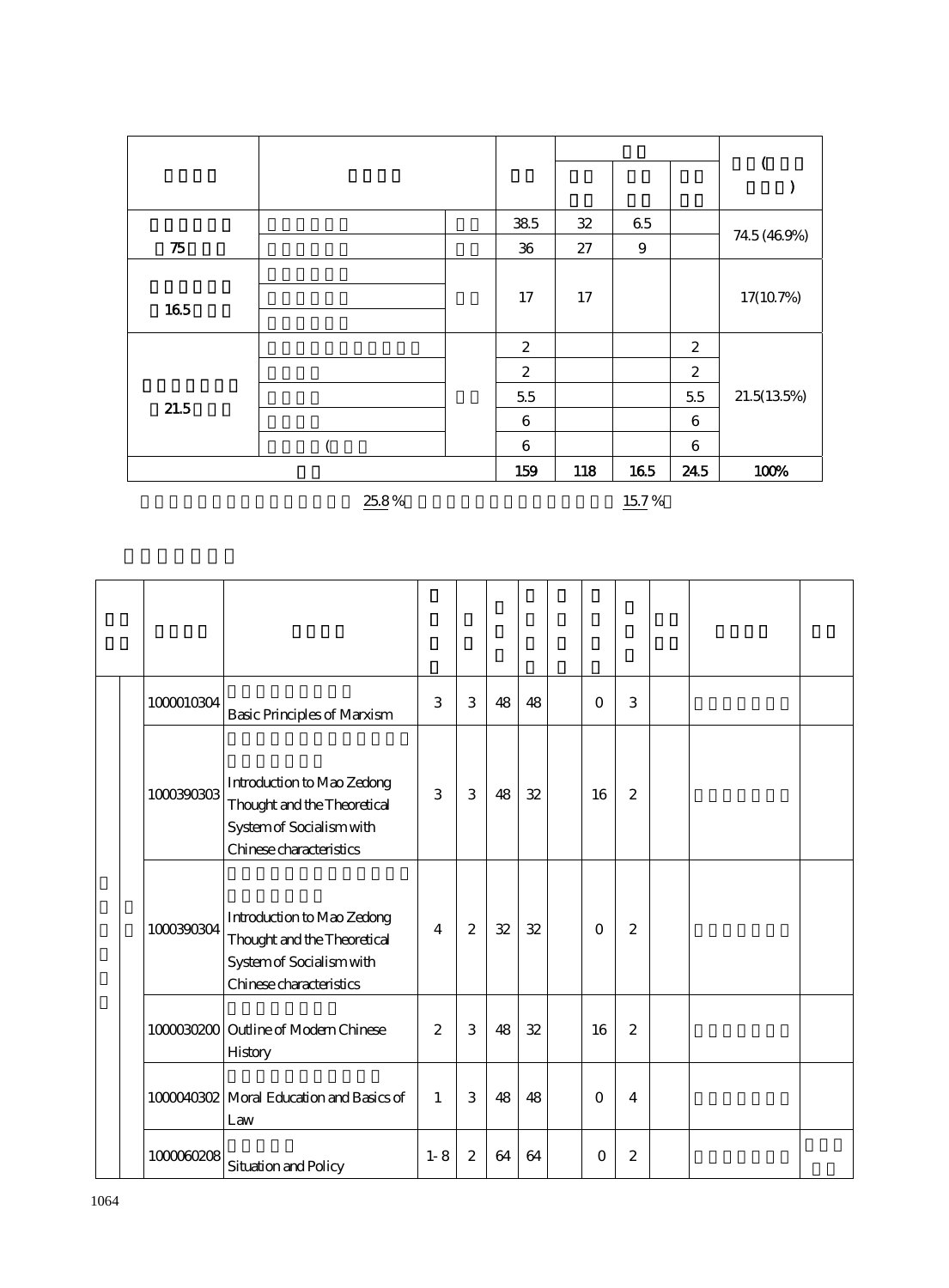| | | | | | | | |
|---|---|---|---|---|---|---|---|
| | | | | | | | ( ) |
| 75 | | | 38.5 | 32 | 6.5 | | 74.5 (46.9%) |
| | | | 36 | 27 | 9 | | |
| 16.5 | | | 17 | 17 | | | 17(10.7%) |
| | | | | | | | |
| | | | | | | | |
| 21.5 | | | 2 | | | 2 | 21.5(13.5%) |
| | | | 2 | | | 2 | |
| | | | 5.5 | | | 5.5 | |
| | | | 6 | | | 6 | |
| | ( | | 6 | | | 6 | |
| | | | 159 | 118 | 16.5 | 24.5 | 100% |

25.8 % 15.7 %

| | | | | | | | | | | | | | |
|---|---|---|---|---|---|---|---|---|---|---|---|---|---|
| | | 1000010304 | Basic Principles of Marxism | 3 | 3 | 48 | 48 | | 0 | 3 | | | |
| | | 1000390303 | Introduction to Mao Zedong Thought and the Theoretical System of Socialism with Chinese characteristics | 3 | 3 | 48 | 32 | | 16 | 2 | | | |
| | | 1000390304 | Introduction to Mao Zedong Thought and the Theoretical System of Socialism with Chinese characteristics | 4 | 2 | 32 | 32 | | 0 | 2 | | | |
| | | 1000030200 | Outline of Modern Chinese History | 2 | 3 | 48 | 32 | | 16 | 2 | | | |
| | | 1000040302 | Moral Education and Basics of Law | 1 | 3 | 48 | 48 | | 0 | 4 | | | |
| | | 1000060208 | Situation and Policy | 1-8 | 2 | 64 | 64 | | 0 | 2 | | | |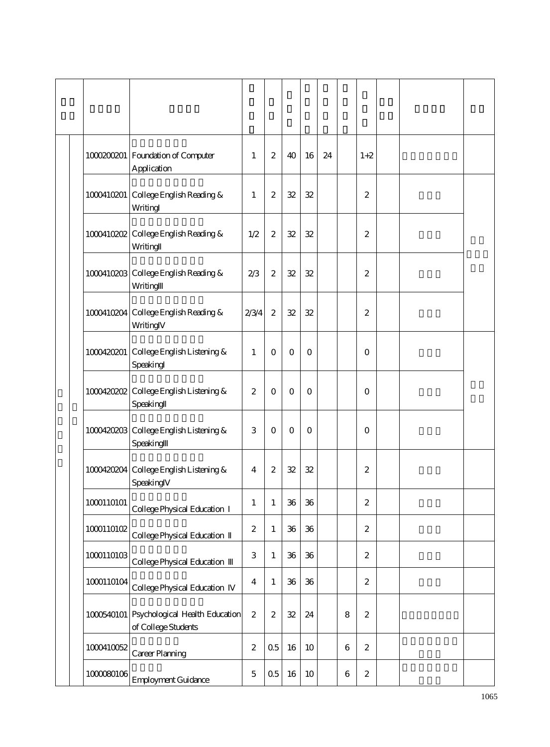| | | | | | | | | | | | | |
|---|---|---|---|---|---|---|---|---|---|---|---|---|
| | | 1000200201 | Foundation of Computer Application | 1 | 2 | 40 | 16 | 24 | | 1+2 | | | |
| | | 1000410201 | College English Reading & WritingI | 1 | 2 | 32 | 32 | | | 2 | | | |
| | | 1000410202 | College English Reading & WritingII | 1/2 | 2 | 32 | 32 | | | 2 | | | |
| | | 1000410203 | College English Reading & WritingIII | 2/3 | 2 | 32 | 32 | | | 2 | | | |
| | | 1000410204 | College English Reading & WritingIV | 2/3/4 | 2 | 32 | 32 | | | 2 | | | |
| | | 1000420201 | College English Listening & SpeakingI | 1 | 0 | 0 | 0 | | | 0 | | | |
| | | 1000420202 | College English Listening & SpeakingII | 2 | 0 | 0 | 0 | | | 0 | | | |
| | | 1000420203 | College English Listening & SpeakingIII | 3 | 0 | 0 | 0 | | | 0 | | | |
| | | 1000420204 | College English Listening & SpeakingIV | 4 | 2 | 32 | 32 | | | 2 | | | |
| | | 1000110101 | College Physical Education I | 1 | 1 | 36 | 36 | | | 2 | | | |
| | | 1000110102 | College Physical Education II | 2 | 1 | 36 | 36 | | | 2 | | | |
| | | 1000110103 | College Physical Education III | 3 | 1 | 36 | 36 | | | 2 | | | |
| | | 1000110104 | College Physical Education IV | 4 | 1 | 36 | 36 | | | 2 | | | |
| | | 1000540101 | Psychological Health Education of College Students | 2 | 2 | 32 | 24 | | 8 | 2 | | | |
| | | 1000410052 | Career Planning | 2 | 0.5 | 16 | 10 | | 6 | 2 | | | |
| | | 1000080106 | Employment Guidance | 5 | 0.5 | 16 | 10 | | 6 | 2 | | | |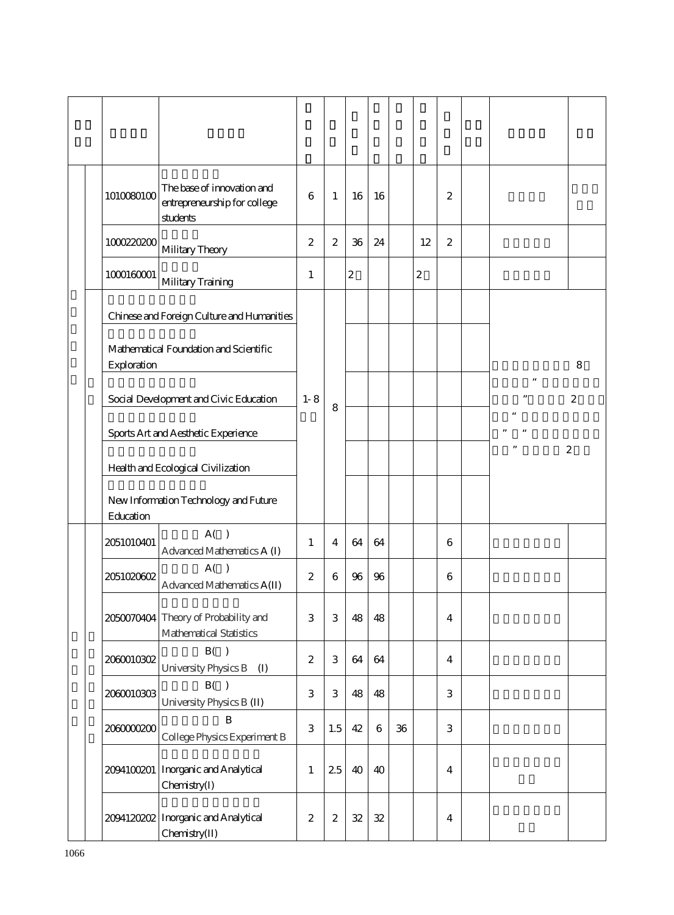| | | | | | | | | | | | | | |
|---|---|---|---|---|---|---|---|---|---|---|---|---|---|
| | | 1010080100 | The base of innovation and entrepreneurship for college students | 6 | 1 | 16 | 16 | | | 2 | | | |
| | | 1000220200 | Military Theory | 2 | 2 | 36 | 24 | | 12 | 2 | | | |
| | | 1000160001 | Military Training | 1 | | 2 | | | 2 | | | | |
| | | Chinese and Foreign Culture and Humanities | | 1-8 | 8 | | | | | | | 8 " " 2 " " " " 2 | |
| | | Mathematical Foundation and Scientific Exploration | | | | | | | | | | | |
| | | Social Development and Civic Education | | | | | | | | | | | |
| | | Sports Art and Aesthetic Experience | | | | | | | | | | | |
| | | Health and Ecological Civilization | | | | | | | | | | | |
| | | New Information Technology and Future Education | | | | | | | | | | | |
| | | 2051010401 | A( ) Advanced Mathematics A (I) | 1 | 4 | 64 | 64 | | | 6 | | | |
| | | 2051020602 | A( ) Advanced Mathematics A(II) | 2 | 6 | 96 | 96 | | | 6 | | | |
| | | 2050070404 | Theory of Probability and Mathematical Statistics | 3 | 3 | 48 | 48 | | | 4 | | | |
| | | 2060010302 | B( ) University Physics B (I) | 2 | 3 | 64 | 64 | | | 4 | | | |
| | | 2060010303 | B( ) University Physics B (II) | 3 | 3 | 48 | 48 | | | 3 | | | |
| | | 2060000200 | B College Physics Experiment B | 3 | 1.5 | 42 | 6 | 36 | | 3 | | | |
| | | 2094100201 | Inorganic and Analytical Chemistry(I) | 1 | 2.5 | 40 | 40 | | | 4 | | | |
| | | 2094120202 | Inorganic and Analytical Chemistry(II) | 2 | 2 | 32 | 32 | | | 4 | | | |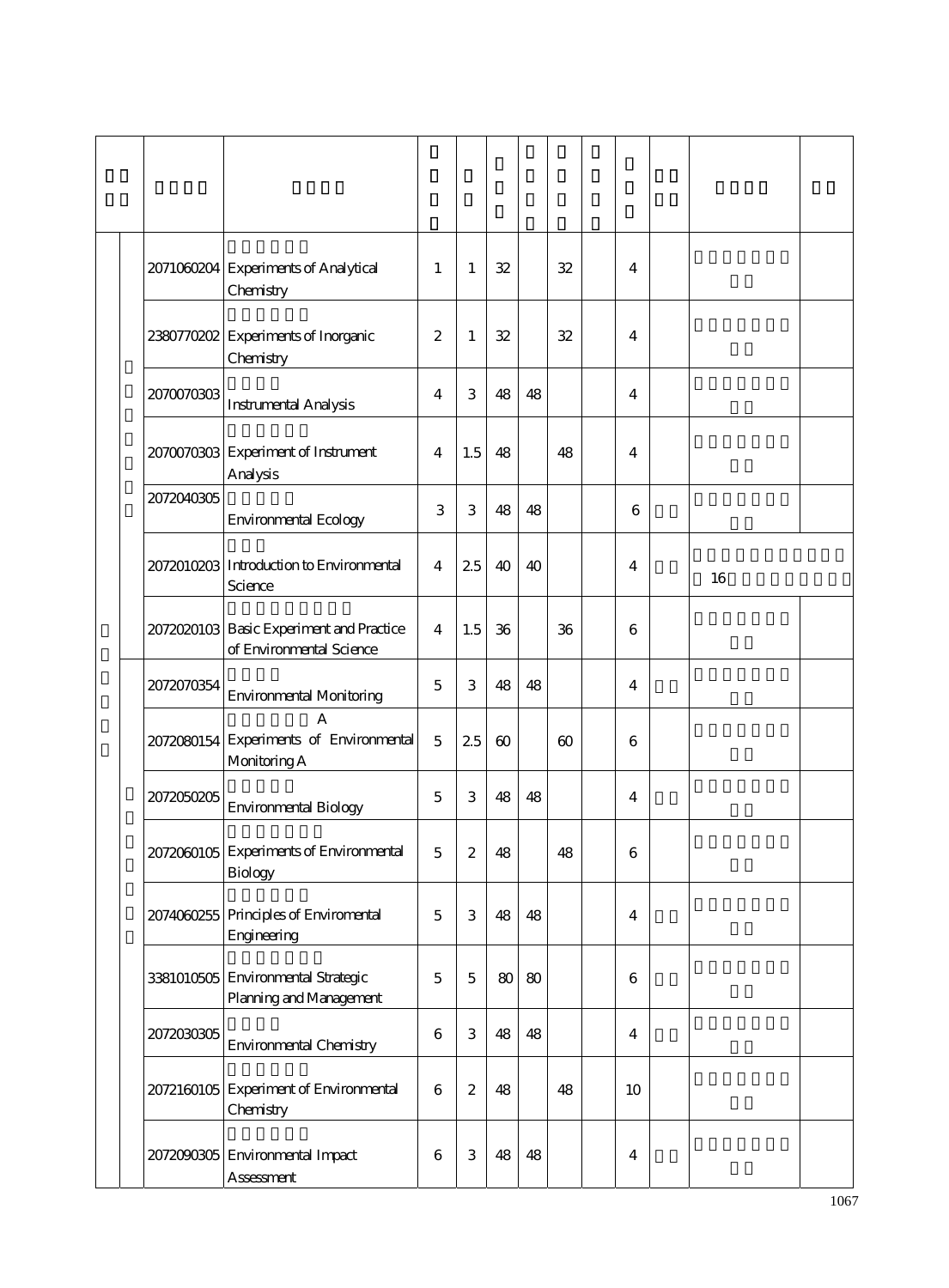| | | | | | | | | | | | | | |
|---|---|---|---|---|---|---|---|---|---|---|---|---|---|
| | | 2071060204 | Experiments of Analytical Chemistry | 1 | 1 | 32 | | 32 | | 4 | | | |
| | | 2380770202 | Experiments of Inorganic Chemistry | 2 | 1 | 32 | | 32 | | 4 | | | |
| | | 2070070303 | Instrumental Analysis | 4 | 3 | 48 | 48 | | | 4 | | | |
| | | 2070070303 | Experiment of Instrument Analysis | 4 | 1.5 | 48 | | 48 | | 4 | | | |
| | | 2072040305 | Environmental Ecology | 3 | 3 | 48 | 48 | | | 6 | | | |
| | | 2072010203 | Introduction to Environmental Science | 4 | 2.5 | 40 | 40 | | | 4 | | 16 | |
| | | 2072020103 | Basic Experiment and Practice of Environmental Science | 4 | 1.5 | 36 | | 36 | | 6 | | | |
| | | 2072070354 | Environmental Monitoring | 5 | 3 | 48 | 48 | | | 4 | | | |
| | | 2072080154 | A Experiments of Environmental Monitoring A | 5 | 2.5 | 60 | | 60 | | 6 | | | |
| | | 2072050205 | Environmental Biology | 5 | 3 | 48 | 48 | | | 4 | | | |
| | | 2072060105 | Experiments of Environmental Biology | 5 | 2 | 48 | | 48 | | 6 | | | |
| | | 2074060255 | Principles of Enviromental Engineering | 5 | 3 | 48 | 48 | | | 4 | | | |
| | | 3381010505 | Environmental Strategic Planning and Management | 5 | 5 | 80 | 80 | | | 6 | | | |
| | | 2072030305 | Environmental Chemistry | 6 | 3 | 48 | 48 | | | 4 | | | |
| | | 2072160105 | Experiment of Environmental Chemistry | 6 | 2 | 48 | | 48 | | 10 | | | |
| | | 2072090305 | Environmental Impact Assessment | 6 | 3 | 48 | 48 | | | 4 | | | |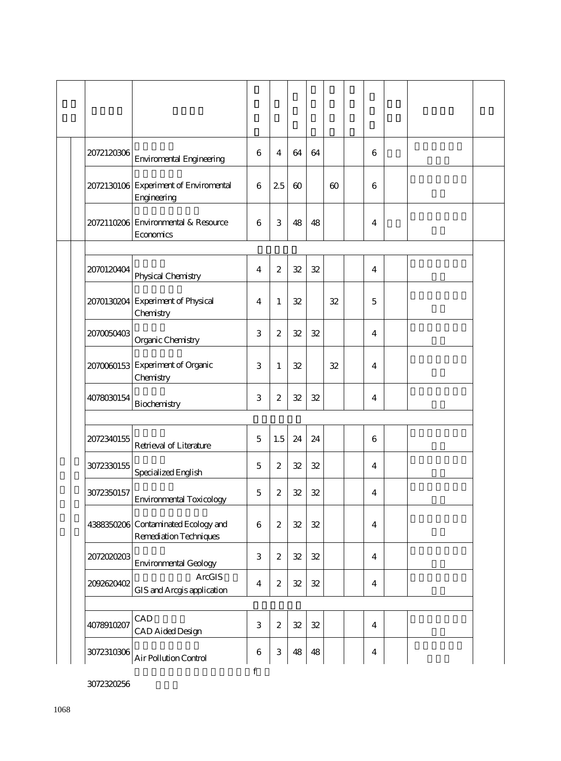| | | | | | | | | | | | | | |
|---|---|---|---|---|---|---|---|---|---|---|---|---|---|
| | | 2072120306 | Enviromental Engineering | 6 | 4 | 64 | 64 | | | 6 | | | |
| | | 2072130106 | Experiment of Enviromental Engineering | 6 | 2.5 | 60 | | 60 | | 6 | | | |
| | | 2072110206 | Environmental & Resource Economics | 6 | 3 | 48 | 48 | | | 4 | | | |
| | | 2070120404 | Physical Chemistry | 4 | 2 | 32 | 32 | | | 4 | | | |
| | | 2070130204 | Experiment of Physical Chemistry | 4 | 1 | 32 | | 32 | | 5 | | | |
| | | 2070050403 | Organic Chemistry | 3 | 2 | 32 | 32 | | | 4 | | | |
| | | 2070060153 | Experiment of Organic Chemistry | 3 | 1 | 32 | | 32 | | 4 | | | |
| | | 4078030154 | Biochemistry | 3 | 2 | 32 | 32 | | | 4 | | | |
| | | 2072340155 | Retrieval of Literature | 5 | 1.5 | 24 | 24 | | | 6 | | | |
| | | 3072330155 | Specialized English | 5 | 2 | 32 | 32 | | | 4 | | | |
| | | 3072350157 | Environmental Toxicology | 5 | 2 | 32 | 32 | | | 4 | | | |
| | | 4388350206 | Contaminated Ecology and Remediation Techniques | 6 | 2 | 32 | 32 | | | 4 | | | |
| | | 2072020203 | Environmental Geology | 3 | 2 | 32 | 32 | | | 4 | | | |
| | | 2092620402 | ArcGIS GIS and Arcgis application | 4 | 2 | 32 | 32 | | | 4 | | | |
| | | 4078910207 | CAD CAD Aided Design | 3 | 2 | 32 | 32 | | | 4 | | | |
| | | 3072310306 | Air Pollution Control | 6 | 3 | 48 | 48 | | | 4 | | | |

f

3072320256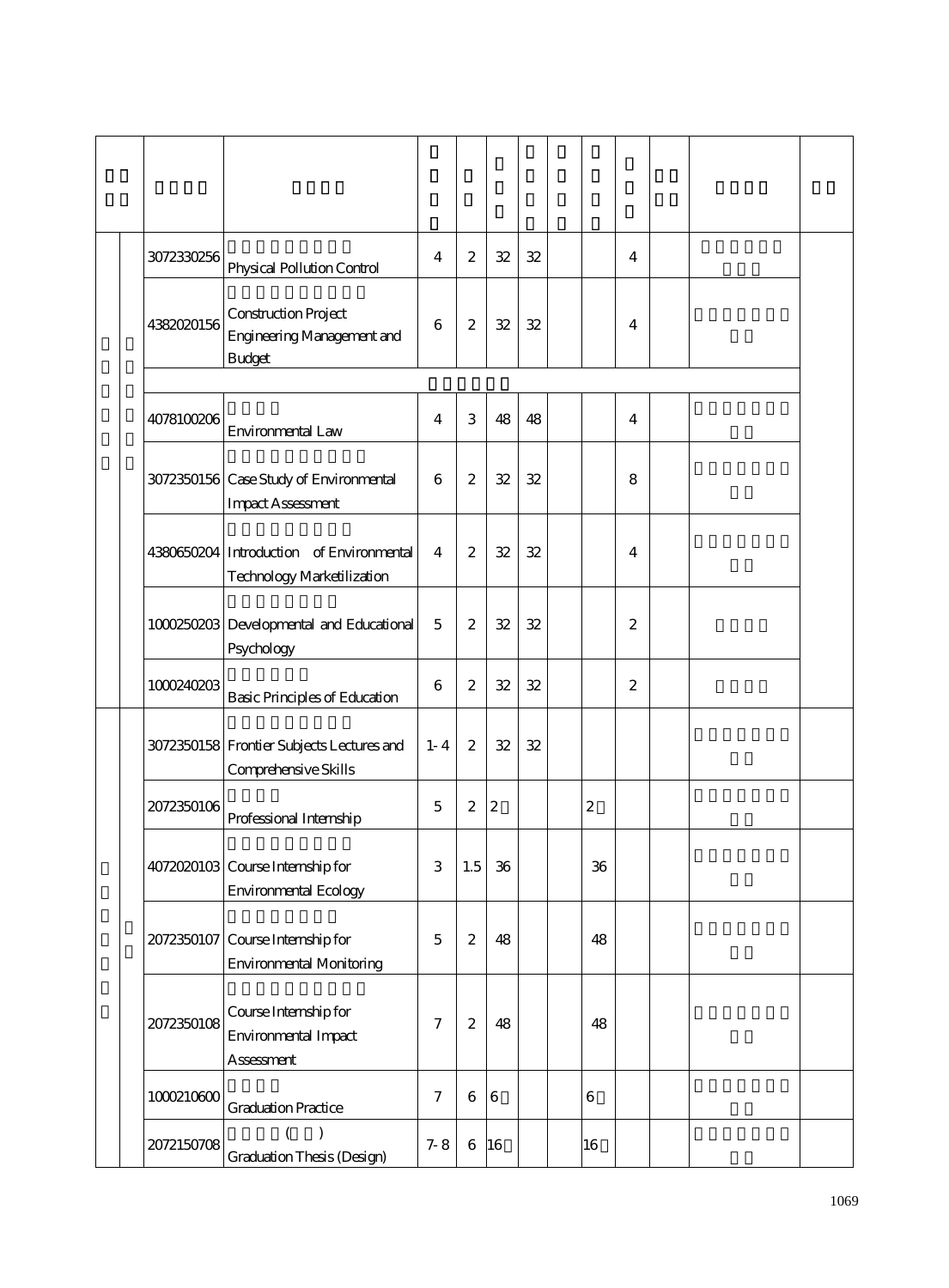| | | | | | | | | | | | | | |
|---|---|---|---|---|---|---|---|---|---|---|---|---|---|
| | | 3072330256 | Physical Pollution Control | 4 | 2 | 32 | 32 | | | 4 | | | |
| | | 4382020156 | Construction Project Engineering Management and Budget | 6 | 2 | 32 | 32 | | | 4 | | | |
| | | 4078100206 | Environmental Law | 4 | 3 | 48 | 48 | | | 4 | | | |
| | | 3072350156 | Case Study of Environmental Impact Assessment | 6 | 2 | 32 | 32 | | | 8 | | | |
| | | 4380650204 | Introduction of Environmental Technology Marketilization | 4 | 2 | 32 | 32 | | | 4 | | | |
| | | 1000250203 | Developmental and Educational Psychology | 5 | 2 | 32 | 32 | | | 2 | | | |
| | | 1000240203 | Basic Principles of Education | 6 | 2 | 32 | 32 | | | 2 | | | |
| | | 3072350158 | Frontier Subjects Lectures and Comprehensive Skills | 1-4 | 2 | 32 | 32 | | | | | | |
| | | 2072350106 | Professional Internship | 5 | 2 | 2 | | | 2 | | | | |
| | | 4072020103 | Course Internship for Environmental Ecology | 3 | 1.5 | 36 | | | 36 | | | | |
| | | 2072350107 | Course Internship for Environmental Monitoring | 5 | 2 | 48 | | | 48 | | | | |
| | | 2072350108 | Course Internship for Environmental Impact Assessment | 7 | 2 | 48 | | | 48 | | | | |
| | | 1000210600 | Graduation Practice | 7 | 6 | 6 | | | 6 | | | | |
| | | 2072150708 | ( ) Graduation Thesis (Design) | 7-8 | 6 | 16 | | | 16 | | | | |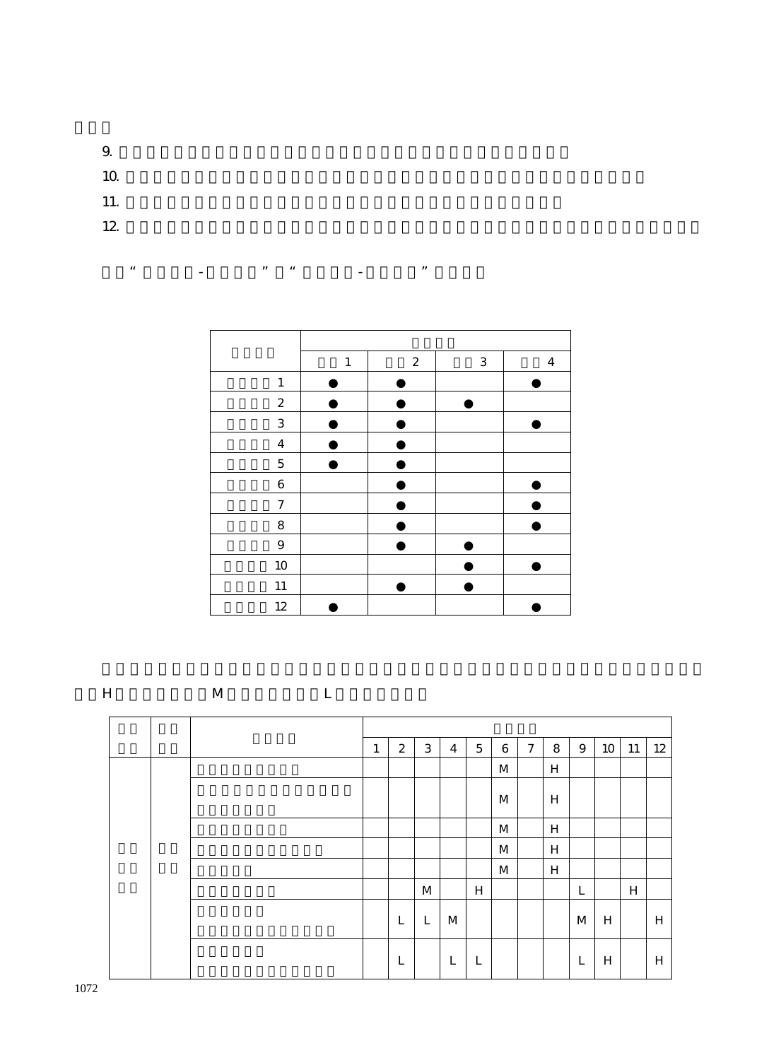9.

10.

11.

12.

“ - ” “ - ”

| | | | | |
|---|---|---|---|---|
| | 1 | 2 | 3 | 4 |
| 1 | ● | ● | | ● |
| 2 | ● | ● | ● | |
| 3 | ● | ● | | ● |
| 4 | ● | ● | | |
| 5 | ● | ● | | |
| 6 | | ● | | ● |
| 7 | | ● | | ● |
| 8 | | ● | | ● |
| 9 | | ● | ● | |
| 10 | | | ● | ● |
| 11 | | ● | ● | |
| 12 | ● | | | ● |

H M L

| | | | | | | | | | | | | | | |
|---|---|---|---|---|---|---|---|---|---|---|---|---|---|---|
| | | | 1 | 2 | 3 | 4 | 5 | 6 | 7 | 8 | 9 | 10 | 11 | 12 |
| | | | | | | | | M | | H | | | | |
| | | | | | | | | M | | H | | | | |
| | | | | | | | | M | | H | | | | |
| | | | | | | | | M | | H | | | | |
| | | | | | | | | M | | H | | | | |
| | | | | | M | | H | | | | L | | H | |
| | | | | L | L | M | | | | | M | H | | H |
| | | | | L | | L | L | | | | L | H | | H |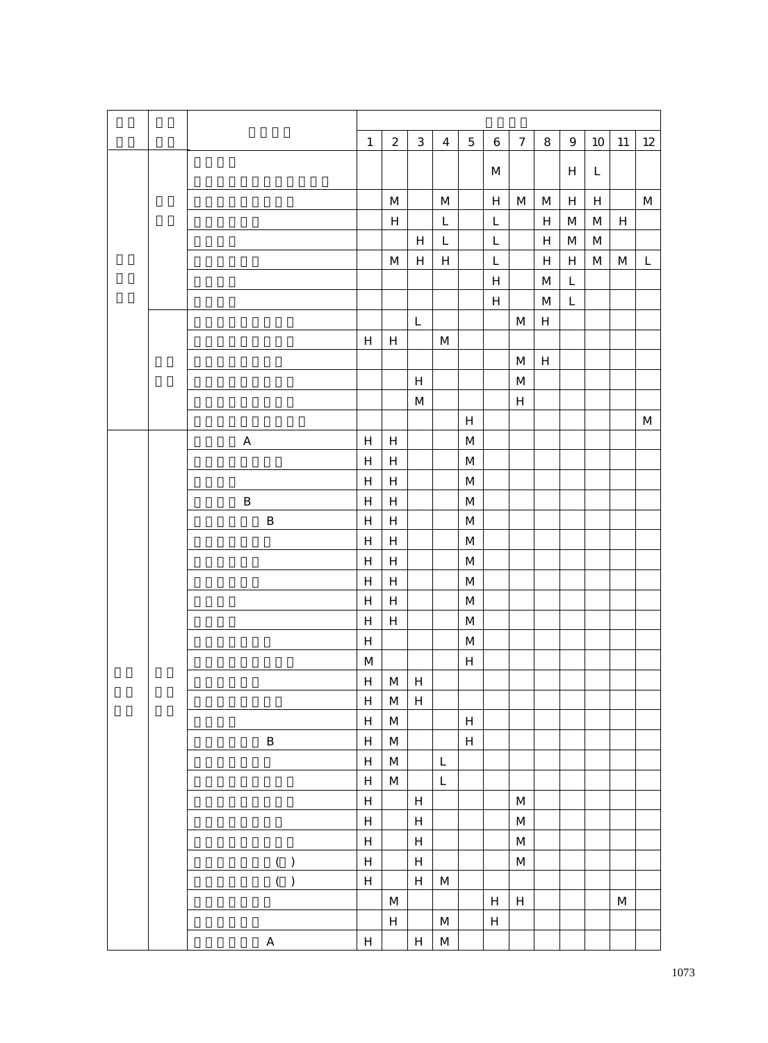| | | | | | | | | | | | | | | |
|---|---|---|---|---|---|---|---|---|---|---|---|---|---|---|
| | | | 1 | 2 | 3 | 4 | 5 | 6 | 7 | 8 | 9 | 10 | 11 | 12 |
| | | | | | | | | M | | | H | L | | |
| | | | | M | | M | | H | M | M | H | H | | M |
| | | | | H | | L | | L | | H | M | M | H | |
| | | | | | H | L | | L | | H | M | M | | |
| | | | | M | H | H | | L | | H | H | M | M | L |
| | | | | | | | | H | | M | L | | | |
| | | | | | | | | H | | M | L | | | |
| | | | | | L | | | | M | H | | | | |
| | | | H | H | | M | | | | | | | | |
| | | | | | | | | | M | H | | | | |
| | | | | | H | | | | M | | | | | |
| | | | | | M | | | | H | | | | | |
| | | | | | | | H | | | | | | | M |
| | | A | H | H | | | M | | | | | | | |
| | | | H | H | | | M | | | | | | | |
| | | | H | H | | | M | | | | | | | |
| | | B | H | H | | | M | | | | | | | |
| | | B | H | H | | | M | | | | | | | |
| | | | H | H | | | M | | | | | | | |
| | | | H | H | | | M | | | | | | | |
| | | | H | H | | | M | | | | | | | |
| | | | H | H | | | M | | | | | | | |
| | | | H | H | | | M | | | | | | | |
| | | | H | | | | M | | | | | | | |
| | | | M | | | | H | | | | | | | |
| | | | H | M | H | | | | | | | | | |
| | | | H | M | H | | | | | | | | | |
| | | | H | M | | | H | | | | | | | |
| | | B | H | M | | | H | | | | | | | |
| | | | H | M | | L | | | | | | | | |
| | | | H | M | | L | | | | | | | | |
| | | | H | | H | | | | M | | | | | |
| | | | H | | H | | | | M | | | | | |
| | | | H | | H | | | | M | | | | | |
| | | ( ) | H | | H | | | | M | | | | | |
| | | ( ) | H | | H | M | | | | | | | | |
| | | | | M | | | | H | H | | | | M | |
| | | | | H | | M | | H | | | | | | |
| | | A | H | | H | M | | | | | | | | |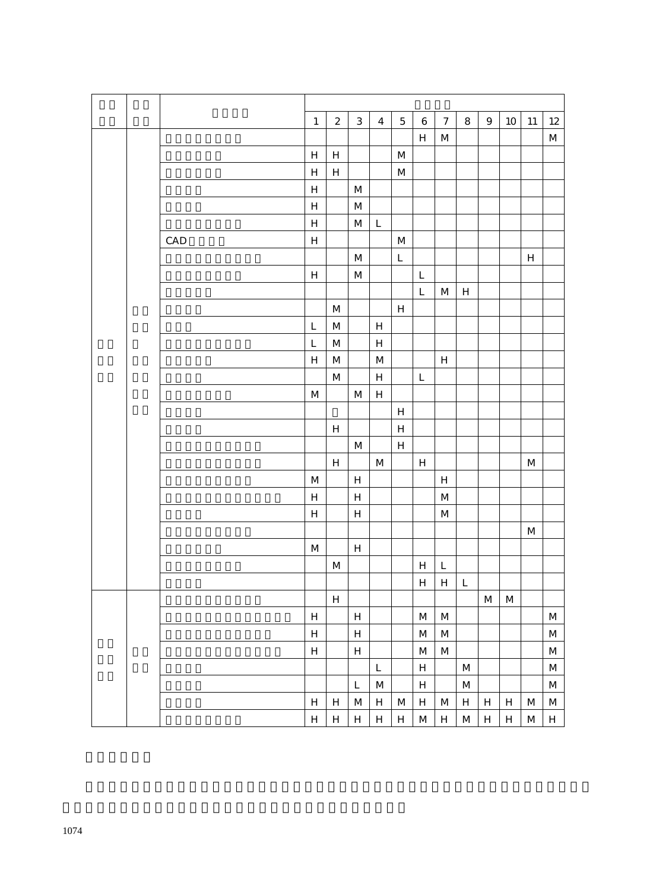| | | | | | | | | | | | | | | |
|---|---|---|---|---|---|---|---|---|---|---|---|---|---|---|
| | | | 1 | 2 | 3 | 4 | 5 | 6 | 7 | 8 | 9 | 10 | 11 | 12 |
| | | | | | | | | H | M | | | | | M |
| | | | H | H | | | M | | | | | | | |
| | | | H | H | | | M | | | | | | | |
| | | | H | | M | | | | | | | | | |
| | | | H | | M | | | | | | | | | |
| | | | H | | M | L | | | | | | | | |
| | | CAD | H | | | | M | | | | | | | |
| | | | | | M | | L | | | | | | H | |
| | | | H | | M | | | L | | | | | | |
| | | | | | | | | L | M | H | | | | |
| | | | | M | | | H | | | | | | | |
| | | | L | M | | H | | | | | | | | |
| | | | L | M | | H | | | | | | | | |
| | | | H | M | | M | | | H | | | | | |
| | | | | M | | H | | L | | | | | | |
| | | | M | | M | H | | | | | | | | |
| | | | | | | | H | | | | | | | |
| | | | | H | | | H | | | | | | | |
| | | | | | M | | H | | | | | | | |
| | | | | H | | M | | H | | | | | M | |
| | | | M | | H | | | | H | | | | | |
| | | | H | | H | | | | M | | | | | |
| | | | H | | H | | | | M | | | | | |
| | | | | | | | | | | | | | M | |
| | | | M | | H | | | | | | | | | |
| | | | | M | | | | H | L | | | | | |
| | | | | | | | | H | H | L | | | | |
| | | | | H | | | | | | | M | M | | |
| | | | H | | H | | | M | M | | | | | M |
| | | | H | | H | | | M | M | | | | | M |
| | | | H | | H | | | M | M | | | | | M |
| | | | | | | L | | H | | M | | | | M |
| | | | | | L | M | | H | | M | | | | M |
| | | | H | H | M | H | M | H | M | H | H | H | M | M |
| | | | H | H | H | H | H | M | H | M | H | H | M | H |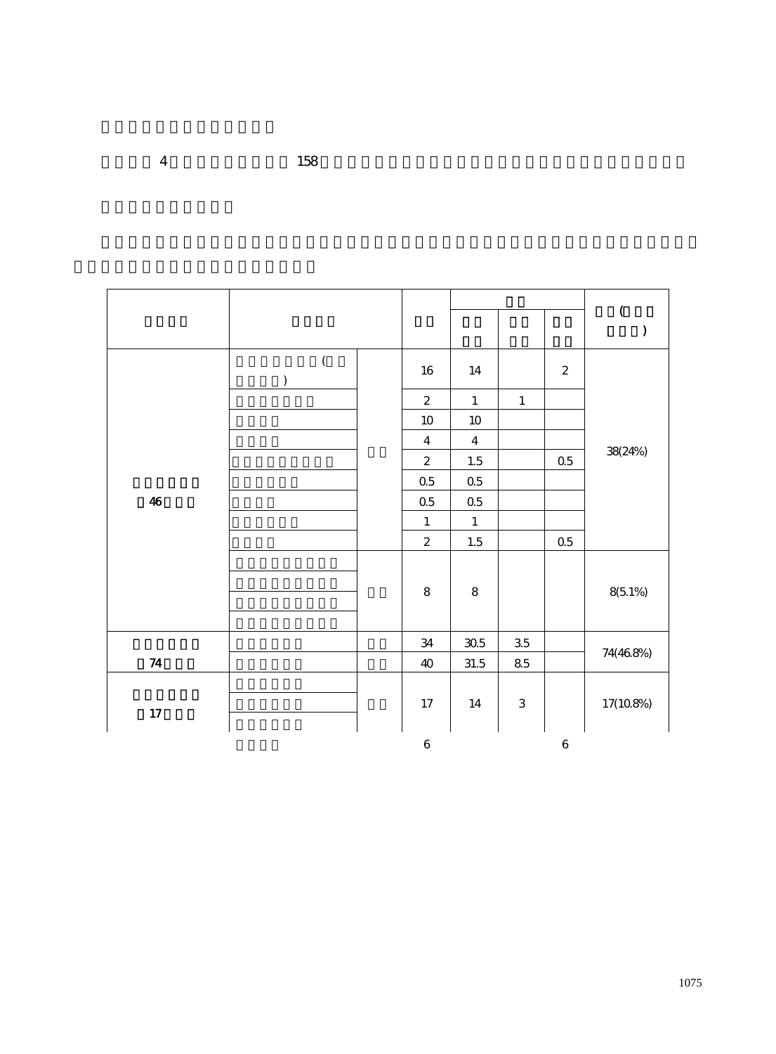4 158

| | | | | | | | (  ) |
|---|---|---|---|---|---|---|---|
| | | | | | | | |
| 46 | ( ) | | 16 | 14 | | 2 | 38(24%) |
| | | | 2 | 1 | 1 | | |
| | | | 10 | 10 | | | |
| | | | 4 | 4 | | | |
| | | | 2 | 1.5 | | 0.5 | |
| | | | 0.5 | 0.5 | | | |
| | | | 0.5 | 0.5 | | | |
| | | | 1 | 1 | | | |
| | | | 2 | 1.5 | | 0.5 | |
| | | | 8 | 8 | | | 8(5.1%) |
| 74 | | | 34 | 30.5 | 3.5 | | 74(46.8%) |
| | | | 40 | 31.5 | 8.5 | | |
| 17 | | | 17 | 14 | 3 | | 17(10.8%) |
| | | | 6 | | | 6 | |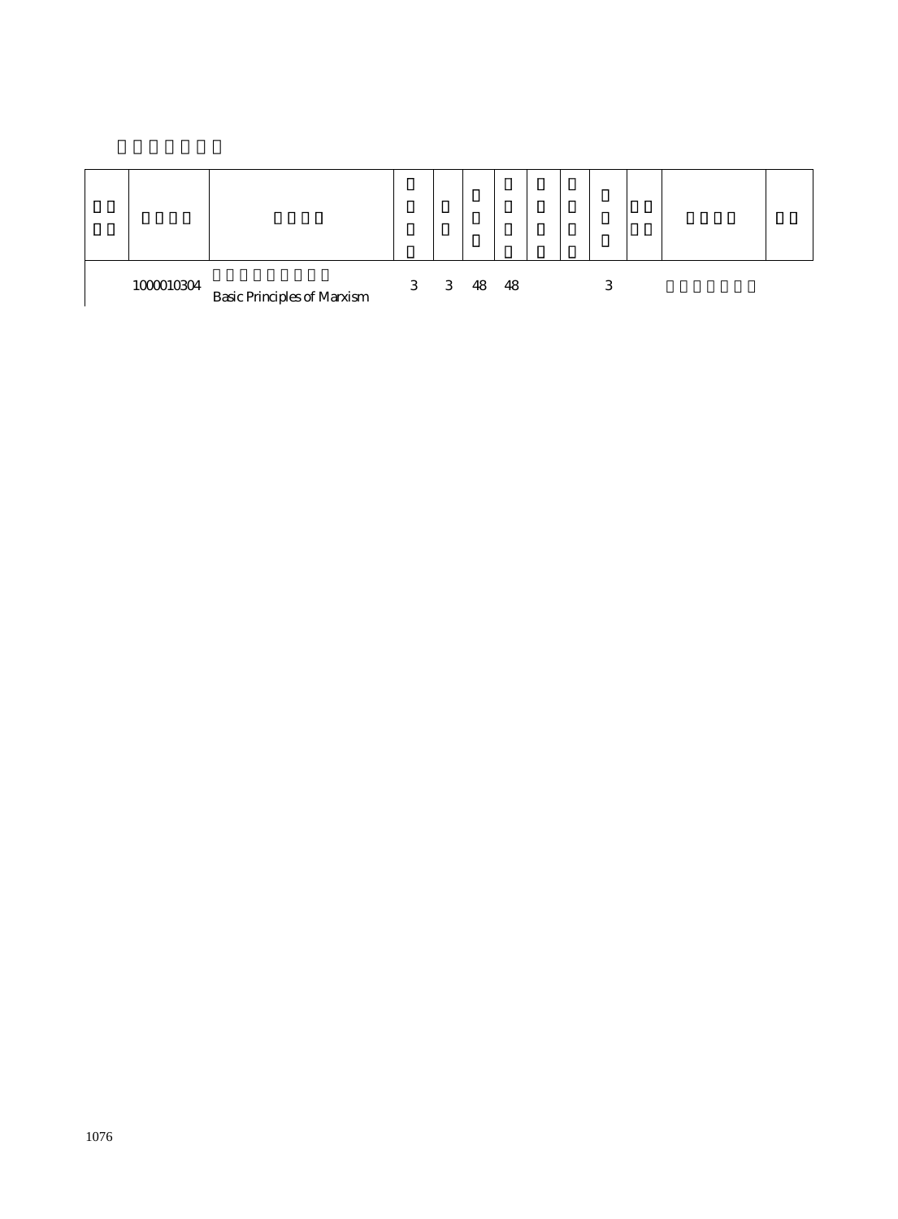| | | | | | | | | | | | |
|---|---|---|---|---|---|---|---|---|---|---|---|
| | 1000010304 | Basic Principles of Marxism | 3 | 3 | 48 | 48 | | | 3 | | | |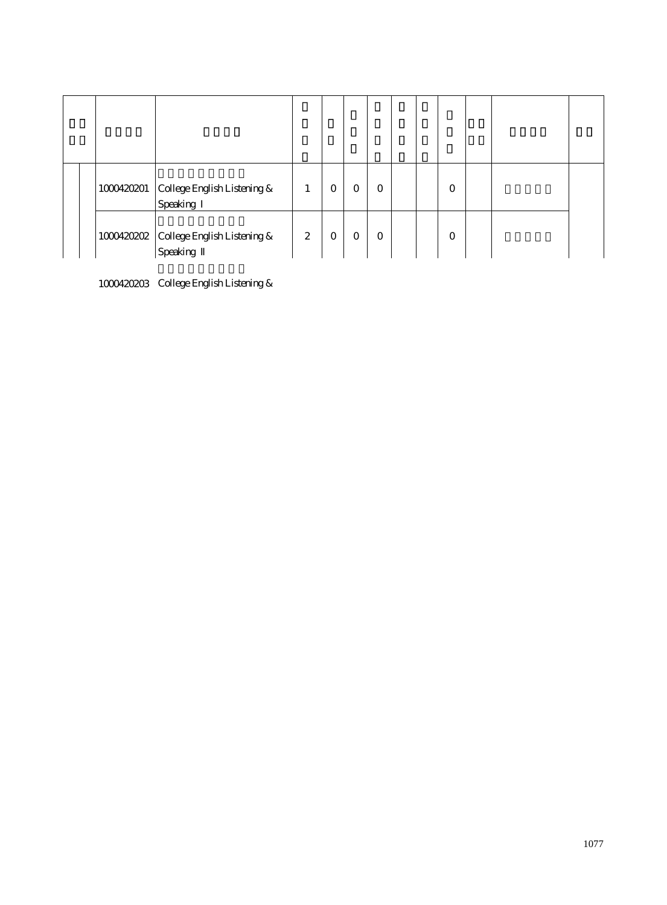| | 课程编码 | 课程名称 | | | | | | | | | 开课单位 | 备注 |
|---|---|---|---|---|---|---|---|---|---|---|---|---|
| | 1000420201 | College English Listening & Speaking I | 1 | 0 | 0 | 0 | | | 0 | | | |
| | 1000420202 | College English Listening & Speaking II | 2 | 0 | 0 | 0 | | | 0 | | | |
| | 1000420203 | College English Listening & | | | | | | | | | | |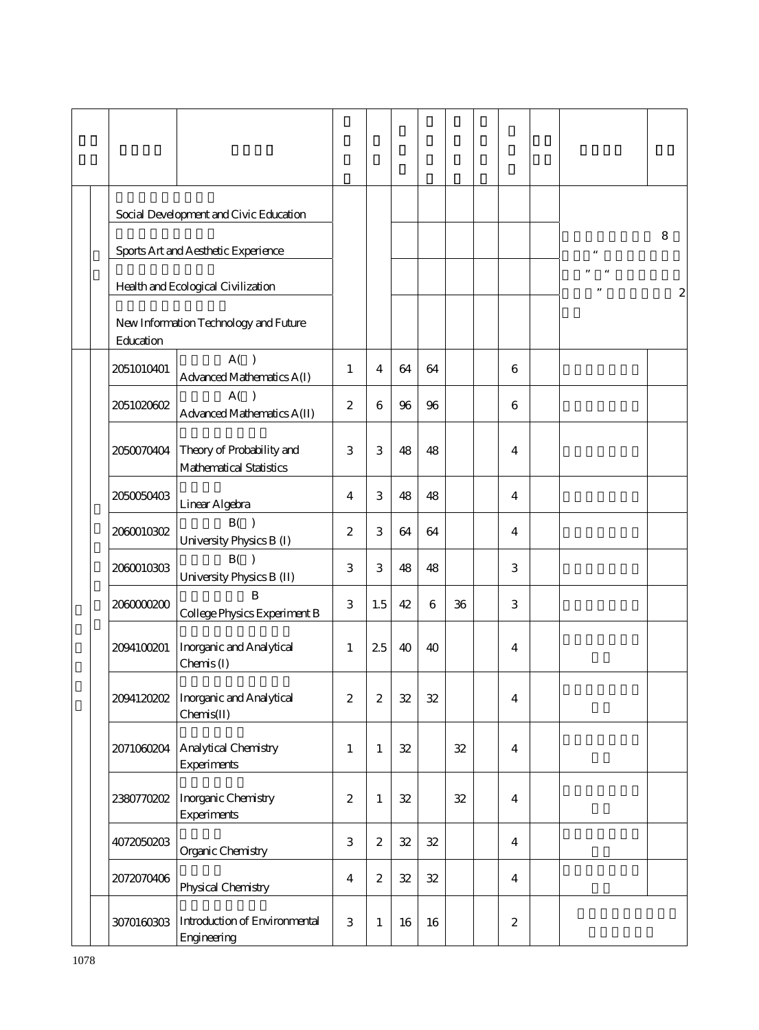| | | | | | | | | | | | | |
|---|---|---|---|---|---|---|---|---|---|---|---|---|
| | | Social Development and Civic Education | | | | | | | | | 8 “ ” “ ” 2 | |
| | | Sports Art and Aesthetic Experience | | | | | | | | | | |
| | | Health and Ecological Civilization | | | | | | | | | | |
| | | New Information Technology and Future Education | | | | | | | | | | |
| | | 2051010401 | A( ) Advanced Mathematics A(I) | 1 | 4 | 64 | 64 | | | 6 | | | |
| | | 2051020602 | A( ) Advanced Mathematics A(II) | 2 | 6 | 96 | 96 | | | 6 | | | |
| | | 2050070404 | Theory of Probability and Mathematical Statistics | 3 | 3 | 48 | 48 | | | 4 | | | |
| | | 2050050403 | Linear Algebra | 4 | 3 | 48 | 48 | | | 4 | | | |
| | | 2060010302 | B( ) University Physics B (I) | 2 | 3 | 64 | 64 | | | 4 | | | |
| | | 2060010303 | B( ) University Physics B (II) | 3 | 3 | 48 | 48 | | | 3 | | | |
| | | 2060000200 | B College Physics Experiment B | 3 | 1.5 | 42 | 6 | 36 | | 3 | | | |
| | | 2094100201 | Inorganic and Analytical Chemis (I) | 1 | 2.5 | 40 | 40 | | | 4 | | | |
| | | 2094120202 | Inorganic and Analytical Chemis(II) | 2 | 2 | 32 | 32 | | | 4 | | | |
| | | 2071060204 | Analytical Chemistry Experiments | 1 | 1 | 32 | | 32 | | 4 | | | |
| | | 2380770202 | Inorganic Chemistry Experiments | 2 | 1 | 32 | | 32 | | 4 | | | |
| | | 4072050203 | Organic Chemistry | 3 | 2 | 32 | 32 | | | 4 | | | |
| | | 2072070406 | Physical Chemistry | 4 | 2 | 32 | 32 | | | 4 | | | |
| | | 3070160303 | Introduction of Environmental Engineering | 3 | 1 | 16 | 16 | | | 2 | | | |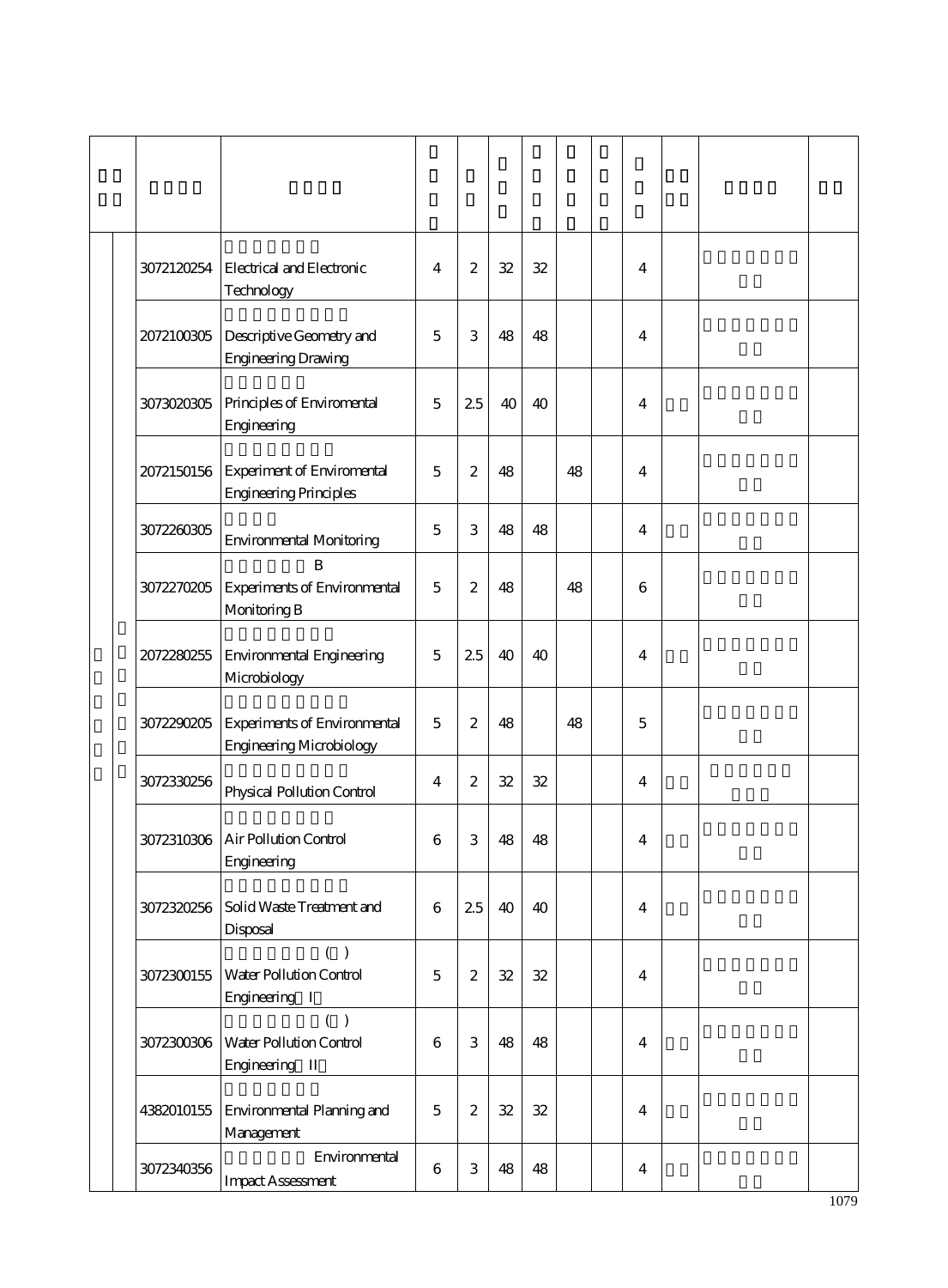| | | | | | | | | | | | | | |
|---|---|---|---|---|---|---|---|---|---|---|---|---|---|
| | | 3072120254 | Electrical and Electronic Technology | 4 | 2 | 32 | 32 | | | 4 | | | |
| | | 2072100305 | Descriptive Geometry and Engineering Drawing | 5 | 3 | 48 | 48 | | | 4 | | | |
| | | 3073020305 | Principles of Enviromental Engineering | 5 | 2.5 | 40 | 40 | | | 4 | | | |
| | | 2072150156 | Experiment of Enviromental Engineering Principles | 5 | 2 | 48 | | 48 | | 4 | | | |
| | | 3072260305 | Environmental Monitoring | 5 | 3 | 48 | 48 | | | 4 | | | |
| | | 3072270205 | B Experiments of Environmental Monitoring B | 5 | 2 | 48 | | 48 | | 6 | | | |
| | | 2072280255 | Environmental Engineering Microbiology | 5 | 2.5 | 40 | 40 | | | 4 | | | |
| | | 3072290205 | Experiments of Environmental Engineering Microbiology | 5 | 2 | 48 | | 48 | | 5 | | | |
| | | 3072330256 | Physical Pollution Control | 4 | 2 | 32 | 32 | | | 4 | | | |
| | | 3072310306 | Air Pollution Control Engineering | 6 | 3 | 48 | 48 | | | 4 | | | |
| | | 3072320256 | Solid Waste Treatment and Disposal | 6 | 2.5 | 40 | 40 | | | 4 | | | |
| | | 3072300155 | ( ) Water Pollution Control Engineering I | 5 | 2 | 32 | 32 | | | 4 | | | |
| | | 3072300306 | ( ) Water Pollution Control Engineering II | 6 | 3 | 48 | 48 | | | 4 | | | |
| | | 4382010155 | Environmental Planning and Management | 5 | 2 | 32 | 32 | | | 4 | | | |
| | | 3072340356 | Environmental Impact Assessment | 6 | 3 | 48 | 48 | | | 4 | | | |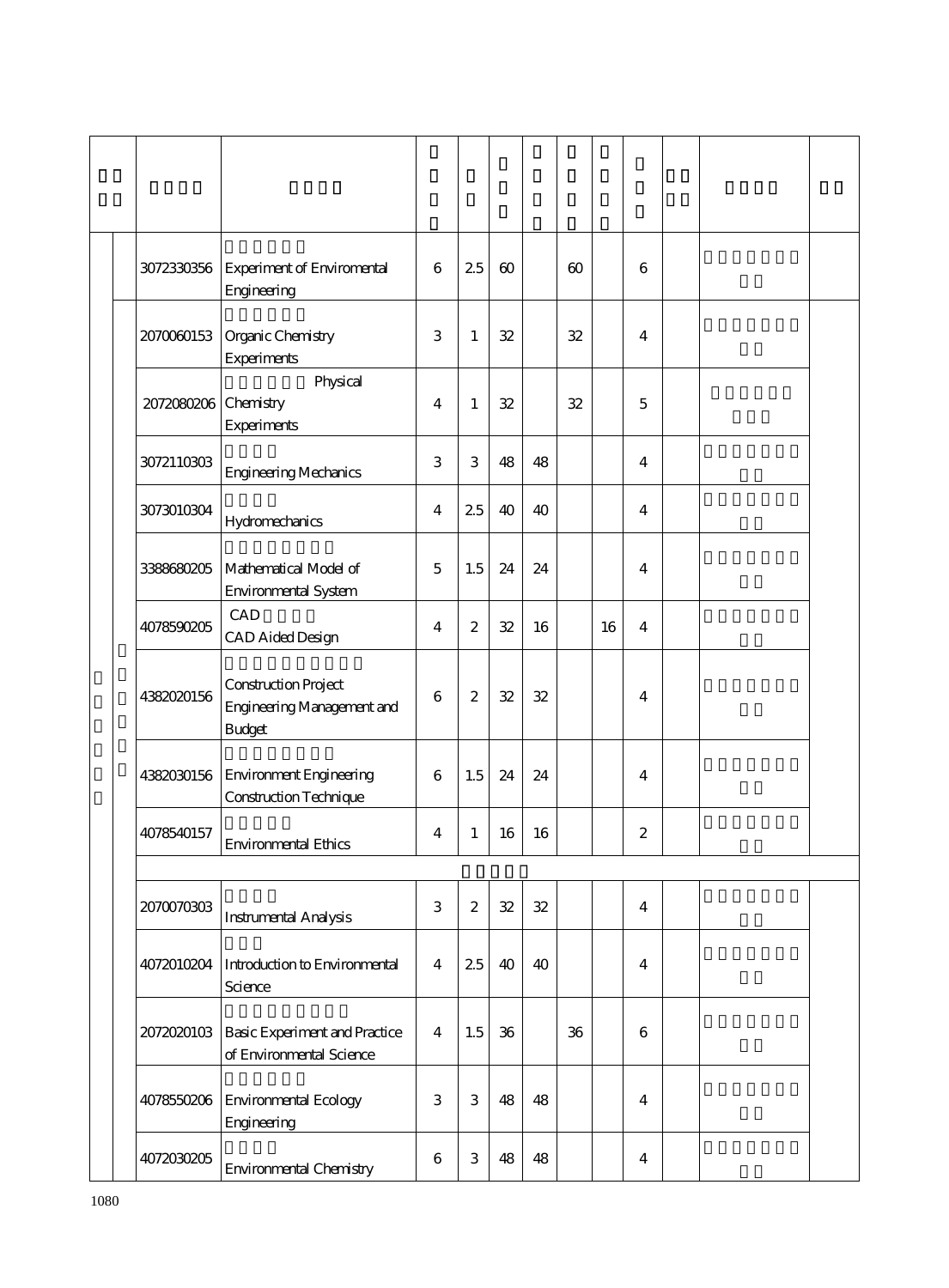| | | | | | | | | | | | |
|---|---|---|---|---|---|---|---|---|---|---|---|
| | 3072330356 | Experiment of Enviromental Engineering | 6 | 2.5 | 60 | | 60 | | 6 | | | |
| | 2070060153 | Organic Chemistry Experiments | 3 | 1 | 32 | | 32 | | 4 | | | |
| | 2072080206 | Physical Chemistry Experiments | 4 | 1 | 32 | | 32 | | 5 | | | |
| | 3072110303 | Engineering Mechanics | 3 | 3 | 48 | 48 | | | 4 | | | |
| | 3073010304 | Hydromechanics | 4 | 2.5 | 40 | 40 | | | 4 | | | |
| | 3388680205 | Mathematical Model of Environmental System | 5 | 1.5 | 24 | 24 | | | 4 | | | |
| | 4078590205 | CAD<br>CAD Aided Design | 4 | 2 | 32 | 16 | | 16 | 4 | | | |
| | 4382020156 | Construction Project Engineering Management and Budget | 6 | 2 | 32 | 32 | | | 4 | | | |
| | 4382030156 | Environment Engineering Construction Technique | 6 | 1.5 | 24 | 24 | | | 4 | | | |
| | 4078540157 | Environmental Ethics | 4 | 1 | 16 | 16 | | | 2 | | | |
| | | | | | | | | | | | | |
| | 2070070303 | Instrumental Analysis | 3 | 2 | 32 | 32 | | | 4 | | | |
| | 4072010204 | Introduction to Environmental Science | 4 | 2.5 | 40 | 40 | | | 4 | | | |
| | 2072020103 | Basic Experiment and Practice of Environmental Science | 4 | 1.5 | 36 | | 36 | | 6 | | | |
| | 4078550206 | Environmental Ecology Engineering | 3 | 3 | 48 | 48 | | | 4 | | | |
| | 4072030205 | Environmental Chemistry | 6 | 3 | 48 | 48 | | | 4 | | | |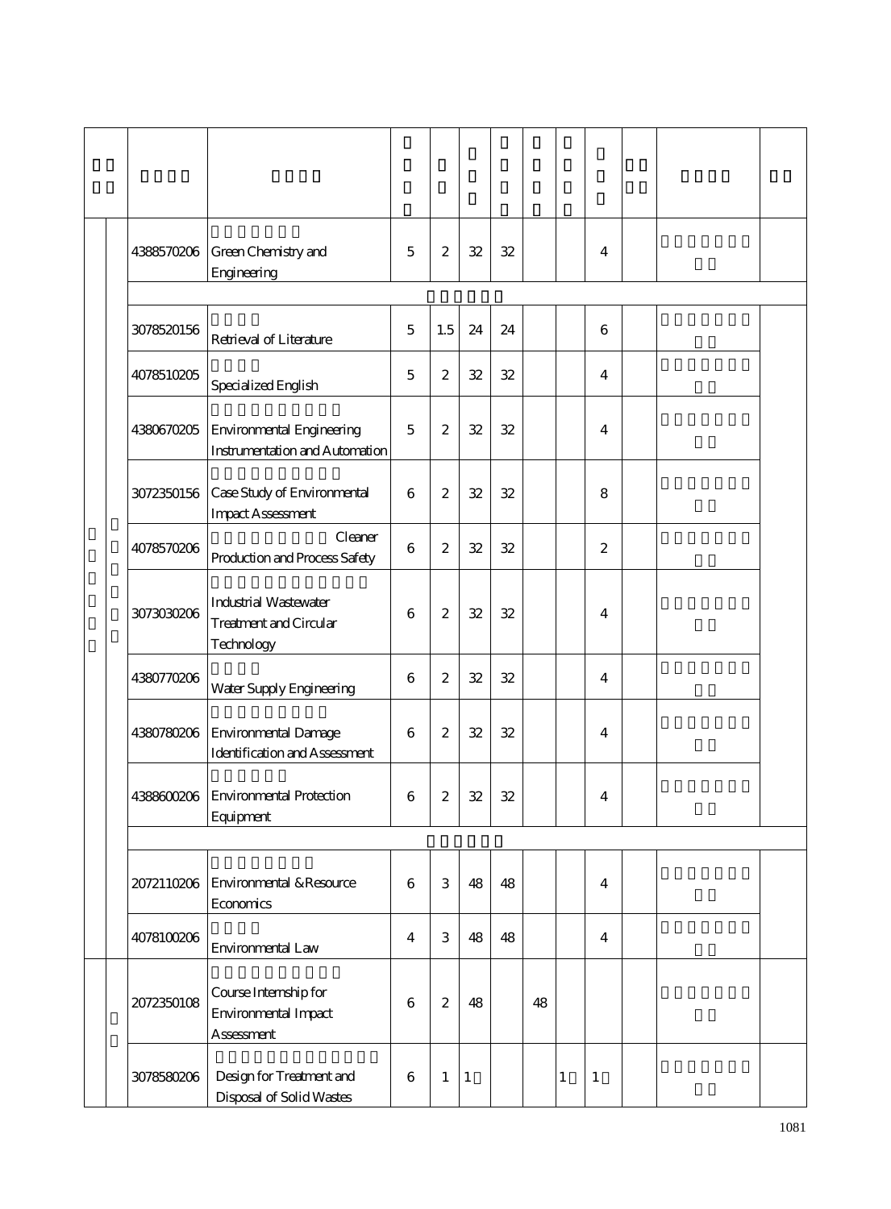| | | | | | | | | | | | | | |
|---|---|---|---|---|---|---|---|---|---|---|---|---|---|
| | | 4388570206 | Green Chemistry and Engineering | 5 | 2 | 32 | 32 | | | 4 | | | |
| | | | | | | | | | | | | | |
| | | 3078520156 | Retrieval of Literature | 5 | 1.5 | 24 | 24 | | | 6 | | | |
| | | 4078510205 | Specialized English | 5 | 2 | 32 | 32 | | | 4 | | | |
| | | 4380670205 | Environmental Engineering Instrumentation and Automation | 5 | 2 | 32 | 32 | | | 4 | | | |
| | | 3072350156 | Case Study of Environmental Impact Assessment | 6 | 2 | 32 | 32 | | | 8 | | | |
| | | 4078570206 | Cleaner Production and Process Safety | 6 | 2 | 32 | 32 | | | 2 | | | |
| | | 3073030206 | Industrial Wastewater Treatment and Circular Technology | 6 | 2 | 32 | 32 | | | 4 | | | |
| | | 4380770206 | Water Supply Engineering | 6 | 2 | 32 | 32 | | | 4 | | | |
| | | 4380780206 | Environmental Damage Identification and Assessment | 6 | 2 | 32 | 32 | | | 4 | | | |
| | | 4388600206 | Environmental Protection Equipment | 6 | 2 | 32 | 32 | | | 4 | | | |
| | | | | | | | | | | | | | |
| | | 2072110206 | Environmental & Resource Economics | 6 | 3 | 48 | 48 | | | 4 | | | |
| | | 4078100206 | Environmental Law | 4 | 3 | 48 | 48 | | | 4 | | | |
| | | 2072350108 | Course Internship for Environmental Impact Assessment | 6 | 2 | 48 | | 48 | | | | | |
| | | 3078580206 | Design for Treatment and Disposal of Solid Wastes | 6 | 1 | 1 | | | 1 | 1 | | | |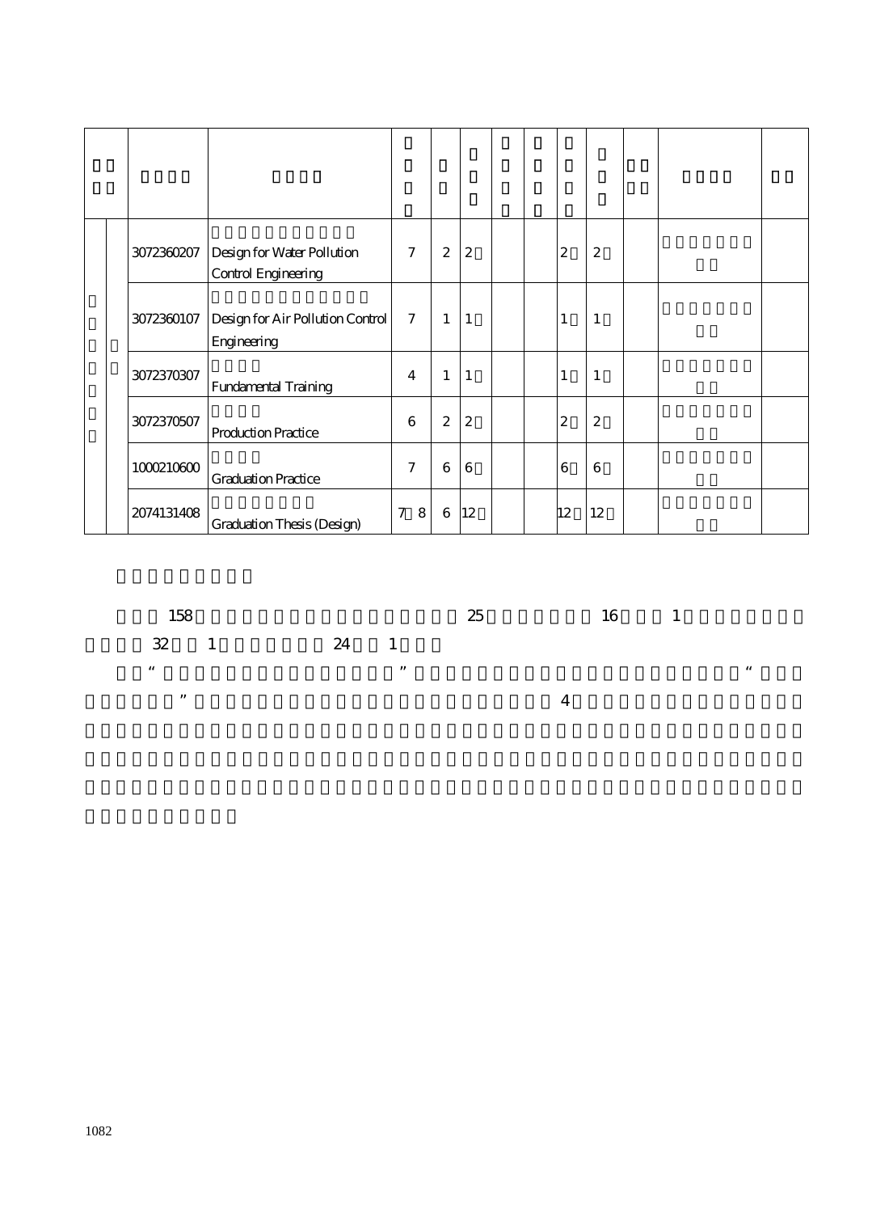| | | | | | | | | | | | | | |
|---|---|---|---|---|---|---|---|---|---|---|---|---|---|
| | | 3072360207 | Design for Water Pollution Control Engineering | 7 | 2 | 2 | | | 2 | 2 | | | |
| | | 3072360107 | Design for Air Pollution Control Engineering | 7 | 1 | 1 | | | 1 | 1 | | | |
| | | 3072370307 | Fundamental Training | 4 | 1 | 1 | | | 1 | 1 | | | |
| | | 3072370507 | Production Practice | 6 | 2 | 2 | | | 2 | 2 | | | |
| | | 1000210600 | Graduation Practice | 7 | 6 | 6 | | | 6 | 6 | | | |
| | | 2074131408 | Graduation Thesis (Design) | 7 8 | 6 | 12 | | | 12 | 12 | | | |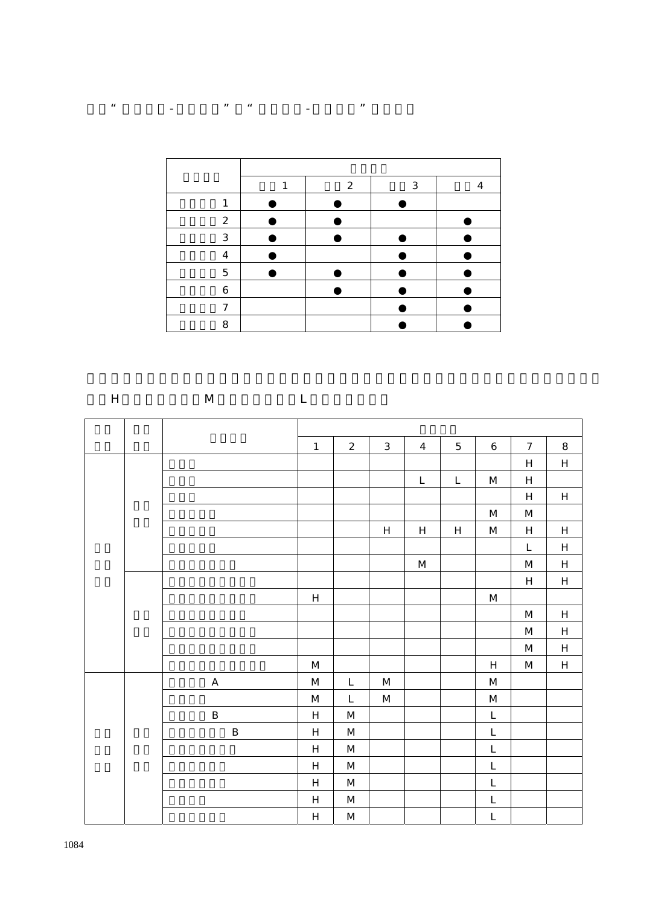“ - ” “ - ”

| | | | | |
|---|---|---|---|---|
| | | | | |
| | 1 | 2 | 3 | 4 |
| 1 | ● | ● | ● | |
| 2 | ● | ● | | ● |
| 3 | ● | ● | ● | ● |
| 4 | ● | | ● | ● |
| 5 | ● | ● | ● | ● |
| 6 | | ● | ● | ● |
| 7 | | | ● | ● |
| 8 | | | ● | ● |

H M L

| | | | | | | | | | | |
|---|---|---|---|---|---|---|---|---|---|---|
| | | | 1 | 2 | 3 | 4 | 5 | 6 | 7 | 8 |
| | | | | | | | | | H | H |
| | | | | | | L | L | M | H | |
| | | | | | | | | | H | H |
| | | | | | | | | M | M | |
| | | | | | H | H | H | M | H | H |
| | | | | | | | | | L | H |
| | | | | | | M | | | M | H |
| | | | | | | | | | H | H |
| | | | H | | | | | M | | |
| | | | | | | | | | M | H |
| | | | | | | | | | M | H |
| | | | | | | | | | M | H |
| | | | M | | | | | H | M | H |
| | | A | M | L | M | | | M | | |
| | | | M | L | M | | | M | | |
| | | B | H | M | | | | L | | |
| | | B | H | M | | | | L | | |
| | | | H | M | | | | L | | |
| | | | H | M | | | | L | | |
| | | | H | M | | | | L | | |
| | | | H | M | | | | L | | |
| | | | H | M | | | | L | | |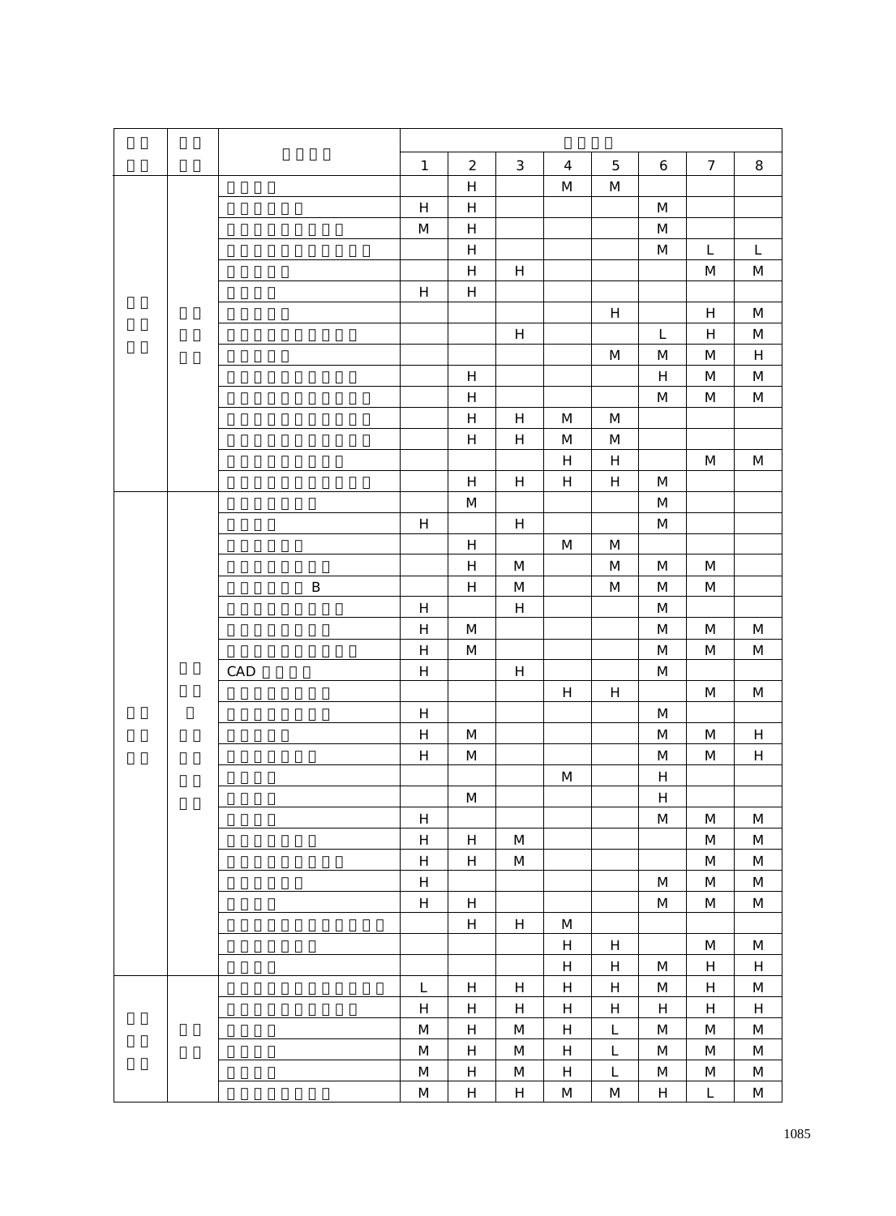| | | | | | | | | | | |
|---|---|---|---|---|---|---|---|---|---|---|
| | | | 1 | 2 | 3 | 4 | 5 | 6 | 7 | 8 |
| | | | | H | | M | M | | | |
| | | | H | H | | | | M | | |
| | | | M | H | | | | M | | |
| | | | | H | | | | M | L | L |
| | | | | H | H | | | | M | M |
| | | | H | H | | | | | | |
| | | | | | | | H | | H | M |
| | | | | | H | | | L | H | M |
| | | | | | | | M | M | M | H |
| | | | | H | | | | H | M | M |
| | | | | H | | | | M | M | M |
| | | | | H | H | M | M | | | |
| | | | | H | H | M | M | | | |
| | | | | | | H | H | | M | M |
| | | | | H | H | H | H | M | | |
| | | | | M | | | | M | | |
| | | | H | | H | | | M | | |
| | | | | H | | M | M | | | |
| | | | | H | M | | M | M | M | |
| | | B | | H | M | | M | M | M | |
| | | | H | | H | | | M | | |
| | | | H | M | | | | M | M | M |
| | | | H | M | | | | M | M | M |
| | | CAD | H | | H | | | M | | |
| | | | | | | H | H | | M | M |
| | | | H | | | | | M | | |
| | | | H | M | | | | M | M | H |
| | | | H | M | | | | M | M | H |
| | | | | | | M | | H | | |
| | | | | M | | | | H | | |
| | | | H | | | | | M | M | M |
| | | | H | H | M | | | | M | M |
| | | | H | H | M | | | | M | M |
| | | | H | | | | | M | M | M |
| | | | H | H | | | | M | M | M |
| | | | | H | H | M | | | | |
| | | | | | | H | H | | M | M |
| | | | | | | H | H | M | H | H |
| | | | L | H | H | H | H | M | H | M |
| | | | H | H | H | H | H | H | H | H |
| | | | M | H | M | H | L | M | M | M |
| | | | M | H | M | H | L | M | M | M |
| | | | M | H | M | H | L | M | M | M |
| | | | M | H | H | M | M | H | L | M |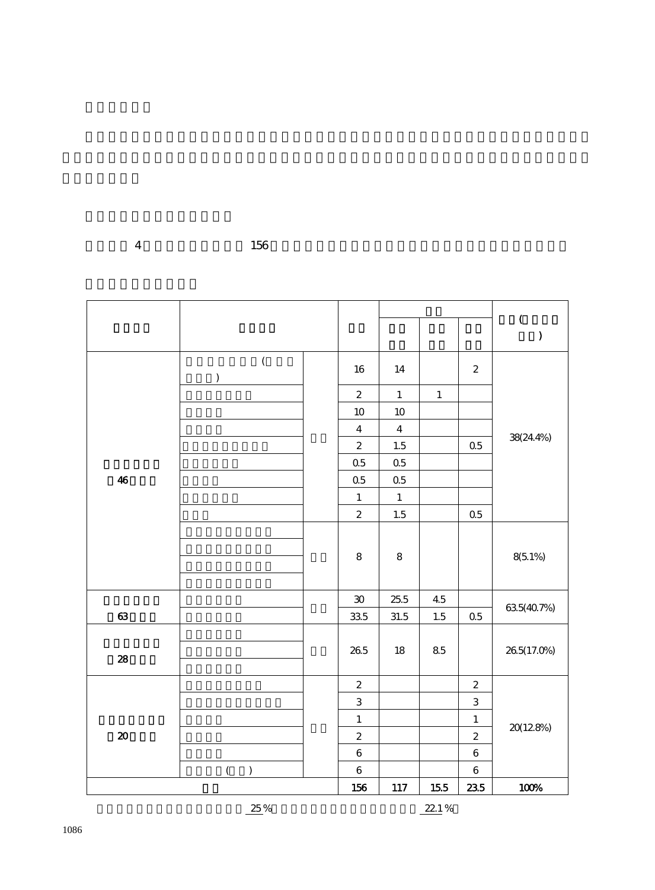4 156

| | | | | | | | (  ) |
|---|---|---|---|---|---|---|---|
| | | | | | | | |
| | (  ) | | 16 | 14 | | 2 | 38(24.4%) |
| | | | 2 | 1 | 1 | | |
| | | | 10 | 10 | | | |
| | | | 4 | 4 | | | |
| | | | 2 | 1.5 | | 0.5 | |
| 46 | | | 0.5 | 0.5 | | | |
| | | | 0.5 | 0.5 | | | |
| | | | 1 | 1 | | | |
| | | | 2 | 1.5 | | 0.5 | |
| | | | 8 | 8 | | | 8(5.1%) |
| | | | | | | | |
| | | | | | | | |
| | | | | | | | |
| 63 | | | 30 | 25.5 | 4.5 | | 63.5(40.7%) |
| | | | 33.5 | 31.5 | 1.5 | 0.5 | |
| 28 | | | 26.5 | 18 | 8.5 | | 26.5(17.0%) |
| | | | | | | | |
| | | | | | | | |
| 20 | | | 2 | | | 2 | 20(12.8%) |
| | | | 3 | | | 3 | |
| | | | 1 | | | 1 | |
| | | | 2 | | | 2 | |
| | | | 6 | | | 6 | |
| | (  ) | | 6 | | | 6 | |
| | | | 156 | 117 | 15.5 | 23.5 | 100% |

25 % 22.1 %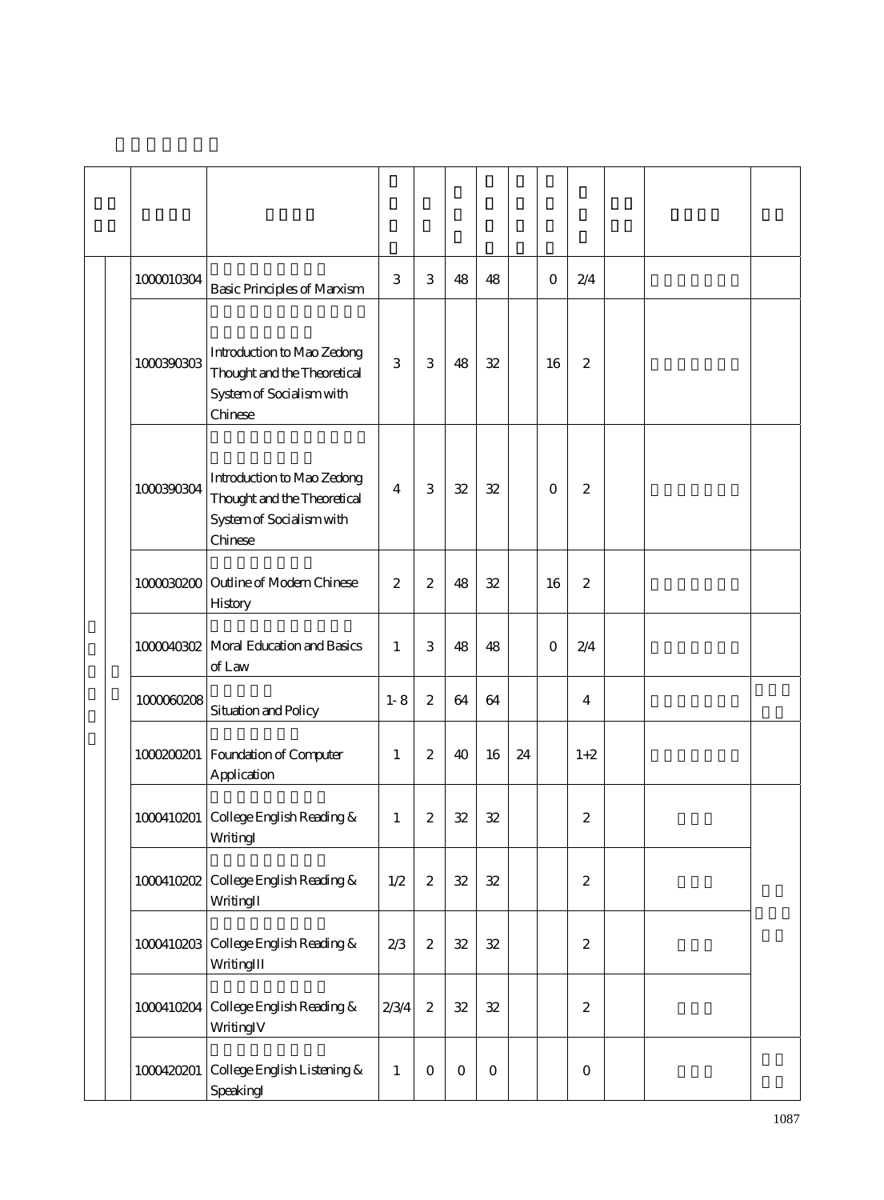| | | | | | | | | | | | | | |
|---|---|---|---|---|---|---|---|---|---|---|---|---|---|
| | | 1000010304 | Basic Principles of Marxism | 3 | 3 | 48 | 48 | | 0 | 2/4 | | | |
| | | 1000390303 | Introduction to Mao Zedong Thought and the Theoretical System of Socialism with Chinese | 3 | 3 | 48 | 32 | | 16 | 2 | | | |
| | | 1000390304 | Introduction to Mao Zedong Thought and the Theoretical System of Socialism with Chinese | 4 | 3 | 32 | 32 | | 0 | 2 | | | |
| | | 1000030200 | Outline of Modern Chinese History | 2 | 2 | 48 | 32 | | 16 | 2 | | | |
| | | 1000040302 | Moral Education and Basics of Law | 1 | 3 | 48 | 48 | | 0 | 2/4 | | | |
| | | 1000060208 | Situation and Policy | 1-8 | 2 | 64 | 64 | | | 4 | | | |
| | | 1000200201 | Foundation of Computer Application | 1 | 2 | 40 | 16 | 24 | | 1+2 | | | |
| | | 1000410201 | College English Reading & WritingI | 1 | 2 | 32 | 32 | | | 2 | | | |
| | | 1000410202 | College English Reading & WritingII | 1/2 | 2 | 32 | 32 | | | 2 | | | |
| | | 1000410203 | College English Reading & WritingIII | 2/3 | 2 | 32 | 32 | | | 2 | | | |
| | | 1000410204 | College English Reading & WritingIV | 2/3/4 | 2 | 32 | 32 | | | 2 | | | |
| | | 1000420201 | College English Listening & SpeakingI | 1 | 0 | 0 | 0 | | | 0 | | | |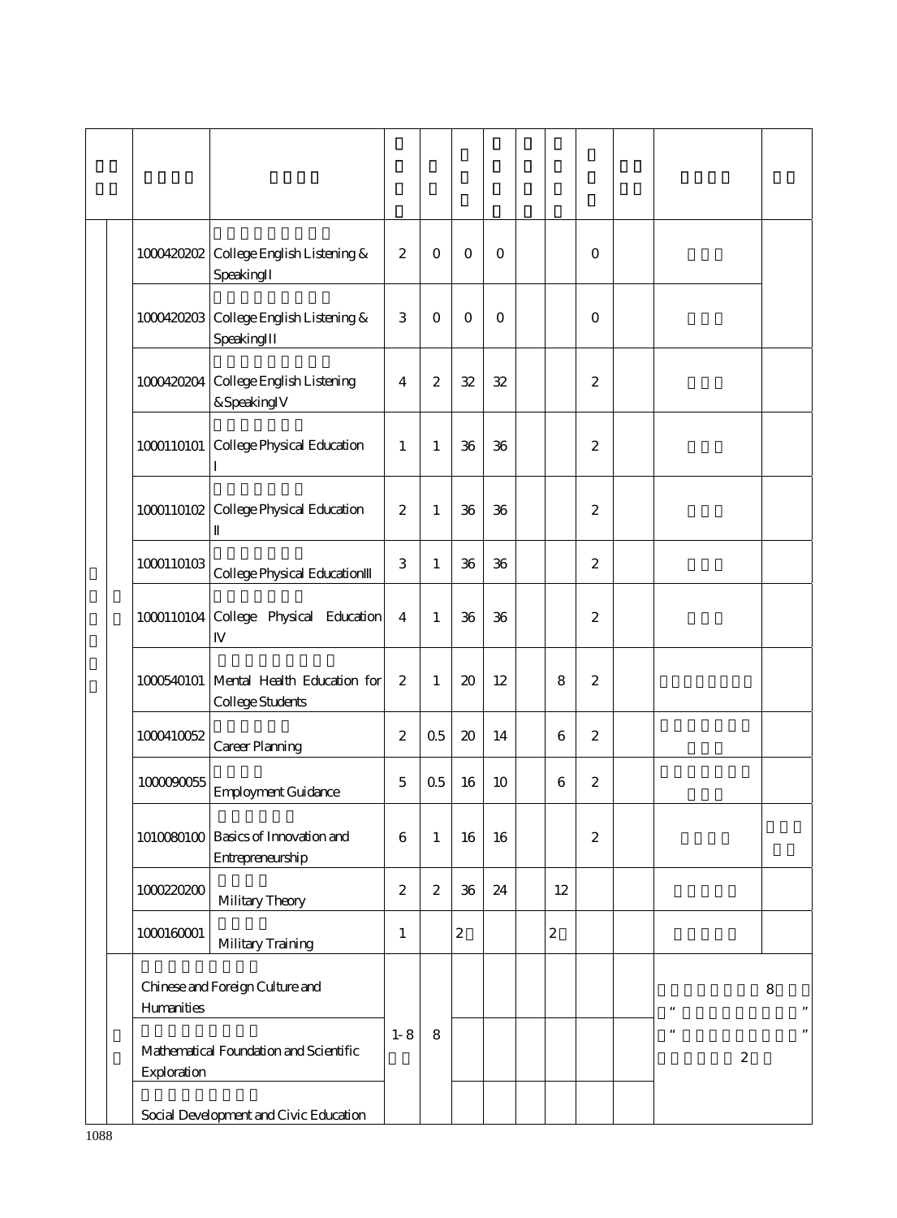| | | | | | | | | | | | | |
|---|---|---|---|---|---|---|---|---|---|---|---|---|
| | | 1000420202 | College English Listening & SpeakingII | 2 | 0 | 0 | 0 | | | 0 | | | |
| | | 1000420203 | College English Listening & SpeakingIII | 3 | 0 | 0 | 0 | | | 0 | | | |
| | | 1000420204 | College English Listening &SpeakingIV | 4 | 2 | 32 | 32 | | | 2 | | | |
| | | 1000110101 | College Physical Education I | 1 | 1 | 36 | 36 | | | 2 | | | |
| | | 1000110102 | College Physical Education II | 2 | 1 | 36 | 36 | | | 2 | | | |
| | | 1000110103 | College Physical EducationIII | 3 | 1 | 36 | 36 | | | 2 | | | |
| | | 1000110104 | College Physical Education IV | 4 | 1 | 36 | 36 | | | 2 | | | |
| | | 1000540101 | Mental Health Education for College Students | 2 | 1 | 20 | 12 | | 8 | 2 | | | |
| | | 1000410052 | Career Planning | 2 | 0.5 | 20 | 14 | | 6 | 2 | | | |
| | | 1000090055 | Employment Guidance | 5 | 0.5 | 16 | 10 | | 6 | 2 | | | |
| | | 1010080100 | Basics of Innovation and Entrepreneurship | 6 | 1 | 16 | 16 | | | 2 | | | |
| | | 1000220200 | Military Theory | 2 | 2 | 36 | 24 | | 12 | | | | |
| | | 1000160001 | Military Training | 1 | | 2 | | | 2 | | | | |
| | | | Chinese and Foreign Culture and Humanities | 1-8 | 8 | | | | | | | 8 “ ” “ ” 2 | |
| | | | Mathematical Foundation and Scientific Exploration | | | | | | | | | | |
| | | | Social Development and Civic Education | | | | | | | | | | |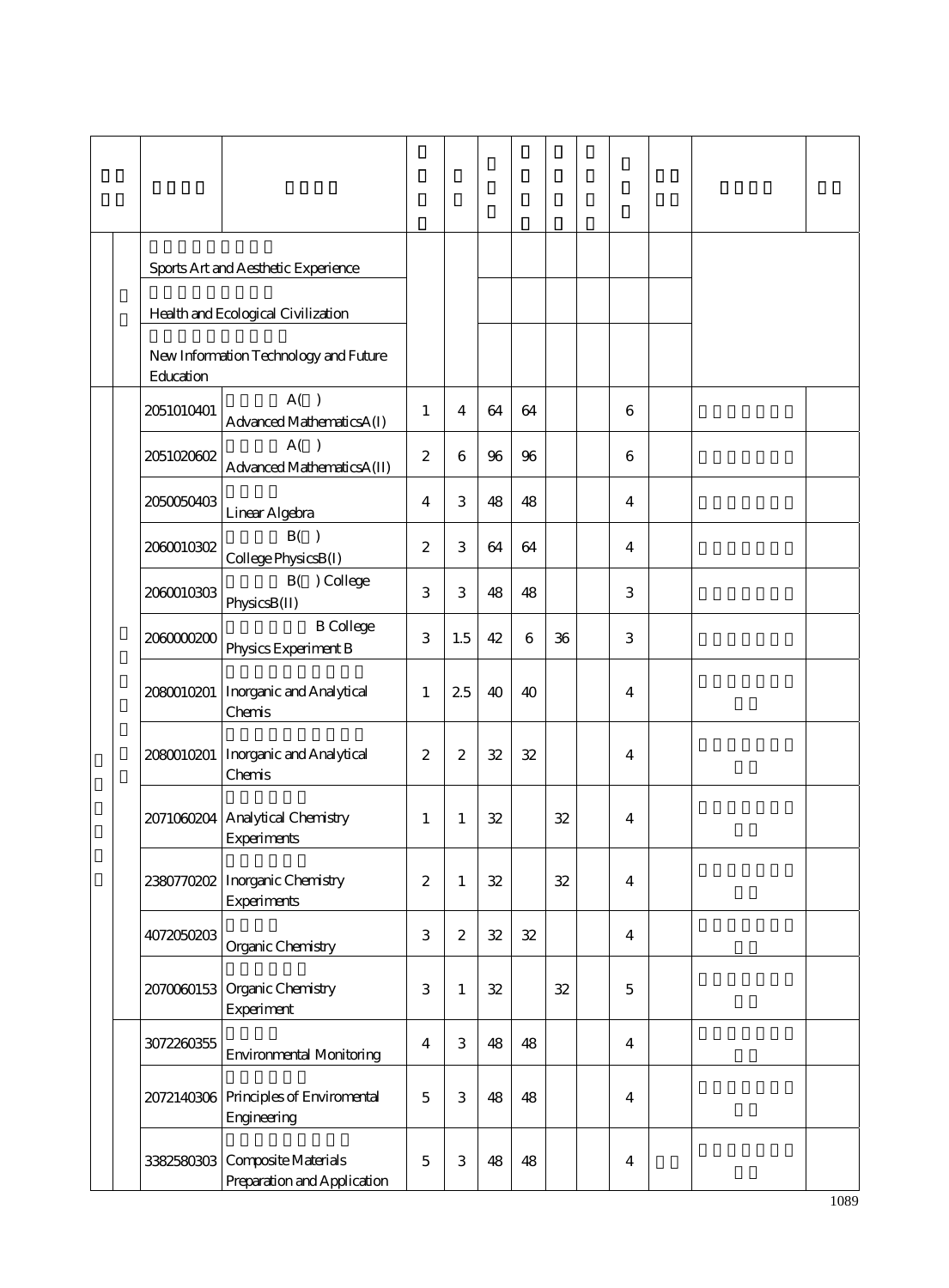| | | | | | | | | | | | | | |
|---|---|---|---|---|---|---|---|---|---|---|---|---|---|
| | | | Sports Art and Aesthetic Experience | | | | | | | | | | |
| | | | Health and Ecological Civilization | | | | | | | | | | |
| | | | New Information Technology and Future Education | | | | | | | | | | |
| | | 2051010401 | A( ) Advanced MathematicsA(I) | 1 | 4 | 64 | 64 | | | 6 | | | |
| | | 2051020602 | A( ) Advanced MathematicsA(II) | 2 | 6 | 96 | 96 | | | 6 | | | |
| | | 2050050403 | Linear Algebra | 4 | 3 | 48 | 48 | | | 4 | | | |
| | | 2060010302 | B( ) College PhysicsB(I) | 2 | 3 | 64 | 64 | | | 4 | | | |
| | | 2060010303 | B( ) College PhysicsB(II) | 3 | 3 | 48 | 48 | | | 3 | | | |
| | | 2060000200 | B College Physics Experiment B | 3 | 1.5 | 42 | 6 | 36 | | 3 | | | |
| | | 2080010201 | Inorganic and Analytical Chemis | 1 | 2.5 | 40 | 40 | | | 4 | | | |
| | | 2080010201 | Inorganic and Analytical Chemis | 2 | 2 | 32 | 32 | | | 4 | | | |
| | | 2071060204 | Analytical Chemistry Experiments | 1 | 1 | 32 | | 32 | | 4 | | | |
| | | 2380770202 | Inorganic Chemistry Experiments | 2 | 1 | 32 | | 32 | | 4 | | | |
| | | 4072050203 | Organic Chemistry | 3 | 2 | 32 | 32 | | | 4 | | | |
| | | 2070060153 | Organic Chemistry Experiment | 3 | 1 | 32 | | 32 | | 5 | | | |
| | | 3072260355 | Environmental Monitoring | 4 | 3 | 48 | 48 | | | 4 | | | |
| | | 2072140306 | Principles of Enviromental Engineering | 5 | 3 | 48 | 48 | | | 4 | | | |
| | | 3382580303 | Composite Materials Preparation and Application | 5 | 3 | 48 | 48 | | | 4 | | | |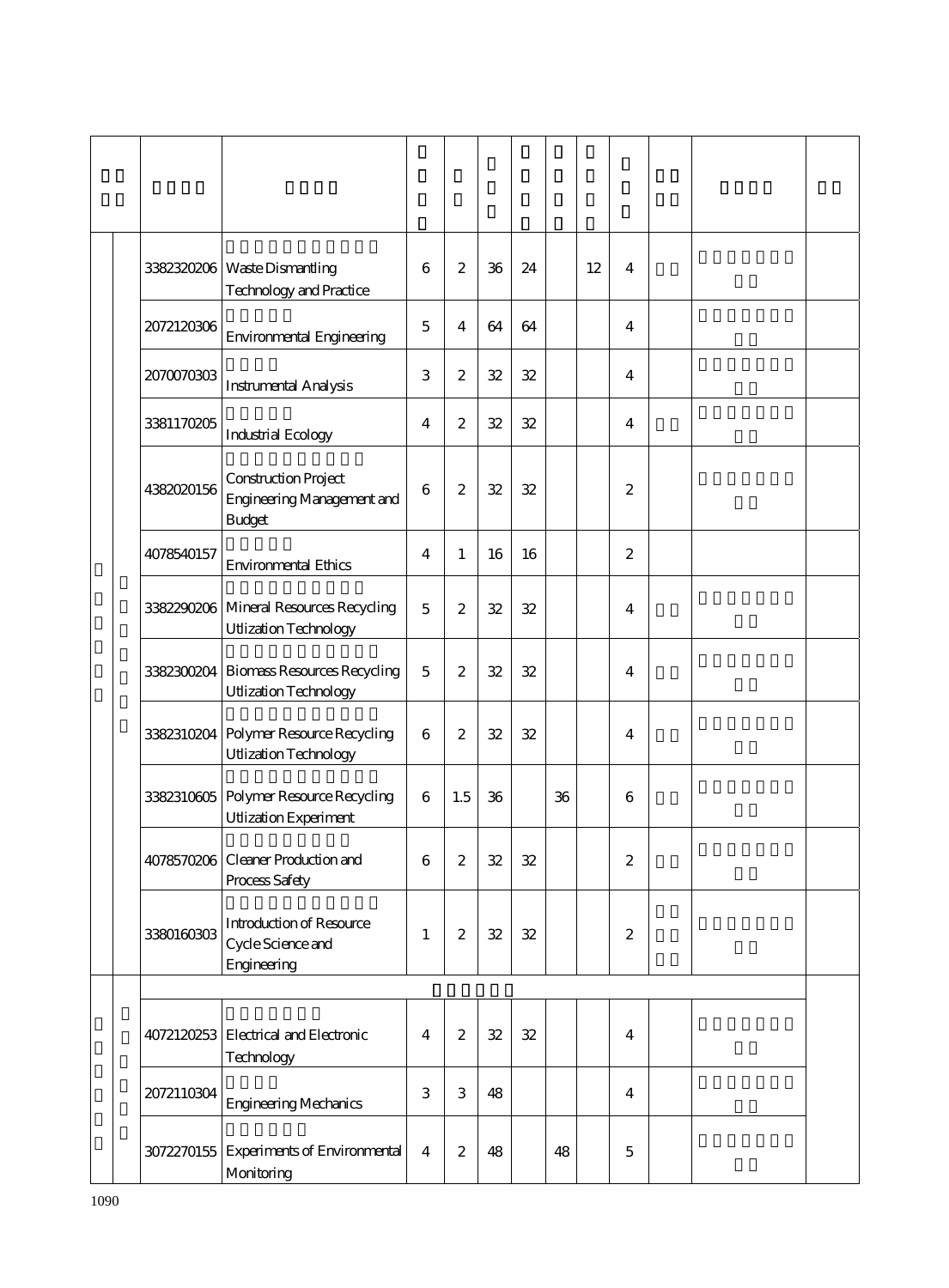| | | | | | | | | | | | | | |
|---|---|---|---|---|---|---|---|---|---|---|---|---|---|
| | | 3382320206 | Waste Dismantling Technology and Practice | 6 | 2 | 36 | 24 | | 12 | 4 | | | |
| | | 2072120306 | Environmental Engineering | 5 | 4 | 64 | 64 | | | 4 | | | |
| | | 2070070303 | Instrumental Analysis | 3 | 2 | 32 | 32 | | | 4 | | | |
| | | 3381170205 | Industrial Ecology | 4 | 2 | 32 | 32 | | | 4 | | | |
| | | 4382020156 | Construction Project Engineering Management and Budget | 6 | 2 | 32 | 32 | | | 2 | | | |
| | | 4078540157 | Environmental Ethics | 4 | 1 | 16 | 16 | | | 2 | | | |
| | | 3382290206 | Mineral Resources Recycling Utlization Technology | 5 | 2 | 32 | 32 | | | 4 | | | |
| | | 3382300204 | Biomass Resources Recycling Utlization Technology | 5 | 2 | 32 | 32 | | | 4 | | | |
| | | 3382310204 | Polymer Resource Recycling Utlization Technology | 6 | 2 | 32 | 32 | | | 4 | | | |
| | | 3382310605 | Polymer Resource Recycling Utlization Experiment | 6 | 1.5 | 36 | | 36 | | 6 | | | |
| | | 4078570206 | Cleaner Production and Process Safety | 6 | 2 | 32 | 32 | | | 2 | | | |
| | | 3380160303 | Introduction of Resource Cycle Science and Engineering | 1 | 2 | 32 | 32 | | | 2 | | | |
| | | | | | | | | | | | | | |
| | | 4072120253 | Electrical and Electronic Technology | 4 | 2 | 32 | 32 | | | 4 | | | |
| | | 2072110304 | Engineering Mechanics | 3 | 3 | 48 | | | | 4 | | | |
| | | 3072270155 | Experiments of Environmental Monitoring | 4 | 2 | 48 | | 48 | | 5 | | | |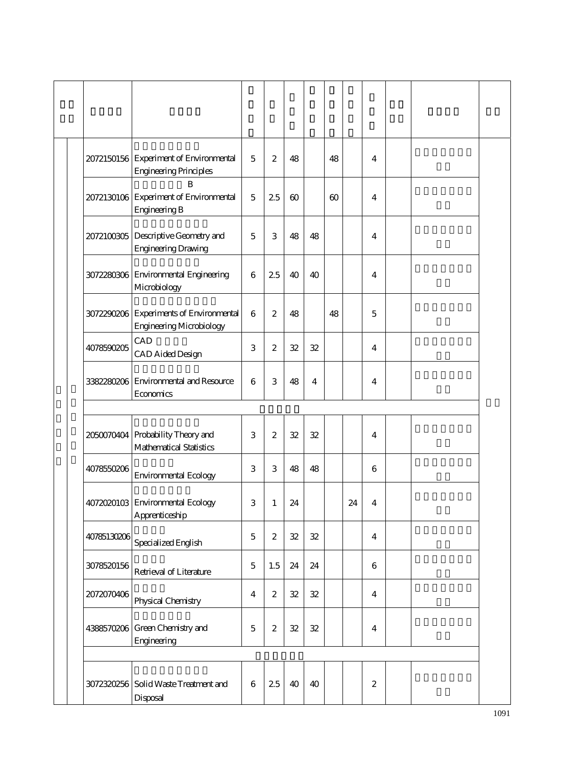| | | | | | | | | | | | | | |
|---|---|---|---|---|---|---|---|---|---|---|---|---|---|
| | | 2072150156 | Experiment of Environmental Engineering Principles | 5 | 2 | 48 | | 48 | | 4 | | | |
| | | 2072130106 | B Experiment of Environmental Engineering B | 5 | 2.5 | 60 | | 60 | | 4 | | | |
| | | 2072100305 | Descriptive Geometry and Engineering Drawing | 5 | 3 | 48 | 48 | | | 4 | | | |
| | | 3072280306 | Environmental Engineering Microbiology | 6 | 2.5 | 40 | 40 | | | 4 | | | |
| | | 3072290206 | Experiments of Environmental Engineering Microbiology | 6 | 2 | 48 | | 48 | | 5 | | | |
| | | 4078590205 | CAD CAD Aided Design | 3 | 2 | 32 | 32 | | | 4 | | | |
| | | 3382280206 | Environmental and Resource Economics | 6 | 3 | 48 | 4 | | | 4 | | | |
| | | | | | | | | | | | | | |
| | | 2050070404 | Probability Theory and Mathematical Statistics | 3 | 2 | 32 | 32 | | | 4 | | | |
| | | 4078550206 | Environmental Ecology | 3 | 3 | 48 | 48 | | | 6 | | | |
| | | 4072020103 | Environmental Ecology Apprenticeship | 3 | 1 | 24 | | | 24 | 4 | | | |
| | | 40785130206 | Specialized English | 5 | 2 | 32 | 32 | | | 4 | | | |
| | | 3078520156 | Retrieval of Literature | 5 | 1.5 | 24 | 24 | | | 6 | | | |
| | | 2072070406 | Physical Chemistry | 4 | 2 | 32 | 32 | | | 4 | | | |
| | | 4388570206 | Green Chemistry and Engineering | 5 | 2 | 32 | 32 | | | 4 | | | |
| | | | | | | | | | | | | | |
| | | 3072320256 | Solid Waste Treatment and Disposal | 6 | 2.5 | 40 | 40 | | | 2 | | | |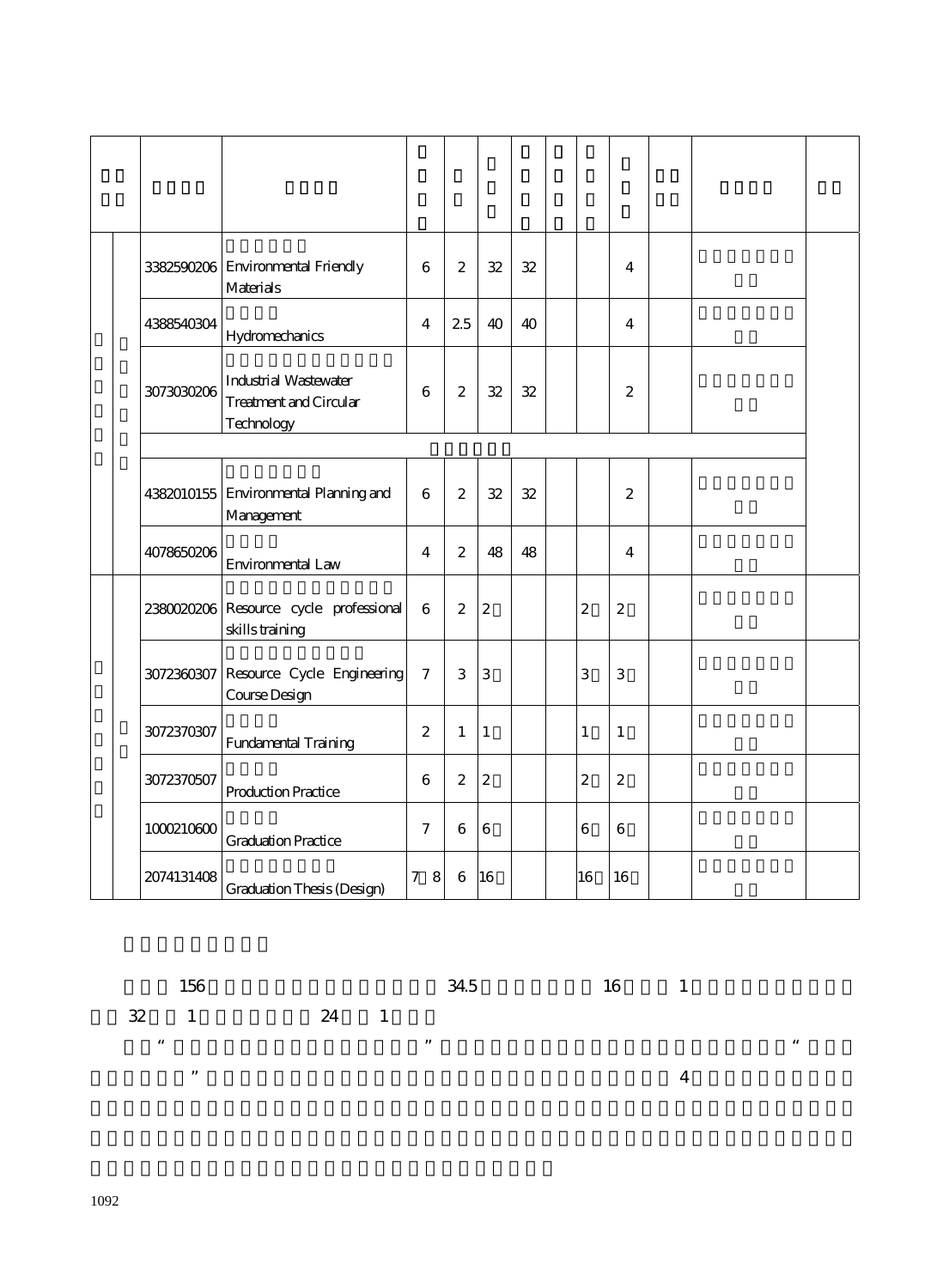| | | | | | | | | | | | | | |
|---|---|---|---|---|---|---|---|---|---|---|---|---|---|
| | | 3382590206 | Environmental Friendly Materials | 6 | 2 | 32 | 32 | | | 4 | | | |
| | | 4388540304 | Hydromechanics | 4 | 2.5 | 40 | 40 | | | 4 | | | |
| | | 3073030206 | Industrial Wastewater Treatment and Circular Technology | 6 | 2 | 32 | 32 | | | 2 | | | |
| | | | | | | | | | | | | | |
| | | 4382010155 | Environmental Planning and Management | 6 | 2 | 32 | 32 | | | 2 | | | |
| | | 4078650206 | Environmental Law | 4 | 2 | 48 | 48 | | | 4 | | | |
| | | 2380020206 | Resource cycle professional skills training | 6 | 2 | 2 | | | 2 | 2 | | | |
| | | 3072360307 | Resource Cycle Engineering Course Design | 7 | 3 | 3 | | | 3 | 3 | | | |
| | | 3072370307 | Fundamental Training | 2 | 1 | 1 | | | 1 | 1 | | | |
| | | 3072370507 | Production Practice | 6 | 2 | 2 | | | 2 | 2 | | | |
| | | 1000210600 | Graduation Practice | 7 | 6 | 6 | | | 6 | 6 | | | |
| | | 2074131408 | Graduation Thesis (Design) | 7 8 | 6 | 16 | | | 16 | 16 | | | |

156 34.5 16 1
32 1 24 1
“ ” “
” 4